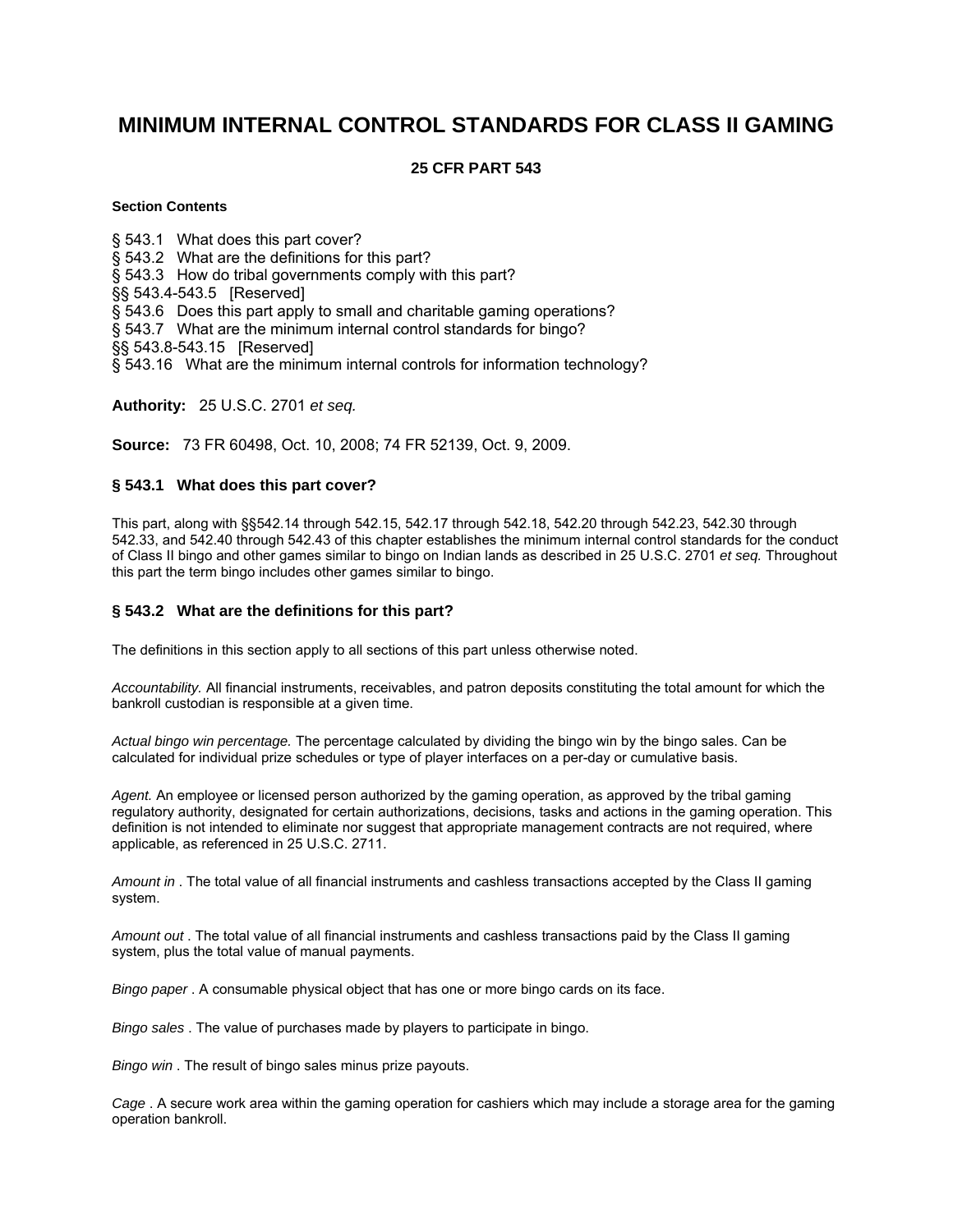# MINIMUM INTERNAL CONTROL STANDARDS FOR CLASS II GAMING

## 25 CFR PART 543

**Section Contents**

§ 543.1 What does this part cover?
§ 543.2 What are the definitions for this part?
§ 543.3 How do tribal governments comply with this part?
§§ 543.4-543.5 [Reserved]
§ 543.6 Does this part apply to small and charitable gaming operations?
§ 543.7 What are the minimum internal control standards for bingo?
§§ 543.8-543.15 [Reserved]
§ 543.16 What are the minimum internal controls for information technology?

**Authority:** 25 U.S.C. 2701 *et seq.*

**Source:** 73 FR 60498, Oct. 10, 2008; 74 FR 52139, Oct. 9, 2009.

### § 543.1 What does this part cover?

This part, along with §§542.14 through 542.15, 542.17 through 542.18, 542.20 through 542.23, 542.30 through 542.33, and 542.40 through 542.43 of this chapter establishes the minimum internal control standards for the conduct of Class II bingo and other games similar to bingo on Indian lands as described in 25 U.S.C. 2701 *et seq.* Throughout this part the term bingo includes other games similar to bingo.

### § 543.2 What are the definitions for this part?

The definitions in this section apply to all sections of this part unless otherwise noted.

*Accountability.* All financial instruments, receivables, and patron deposits constituting the total amount for which the bankroll custodian is responsible at a given time.

*Actual bingo win percentage.* The percentage calculated by dividing the bingo win by the bingo sales. Can be calculated for individual prize schedules or type of player interfaces on a per-day or cumulative basis.

*Agent.* An employee or licensed person authorized by the gaming operation, as approved by the tribal gaming regulatory authority, designated for certain authorizations, decisions, tasks and actions in the gaming operation. This definition is not intended to eliminate nor suggest that appropriate management contracts are not required, where applicable, as referenced in 25 U.S.C. 2711.

*Amount in* . The total value of all financial instruments and cashless transactions accepted by the Class II gaming system.

*Amount out* . The total value of all financial instruments and cashless transactions paid by the Class II gaming system, plus the total value of manual payments.

*Bingo paper* . A consumable physical object that has one or more bingo cards on its face.

*Bingo sales* . The value of purchases made by players to participate in bingo.

*Bingo win* . The result of bingo sales minus prize payouts.

*Cage* . A secure work area within the gaming operation for cashiers which may include a storage area for the gaming operation bankroll.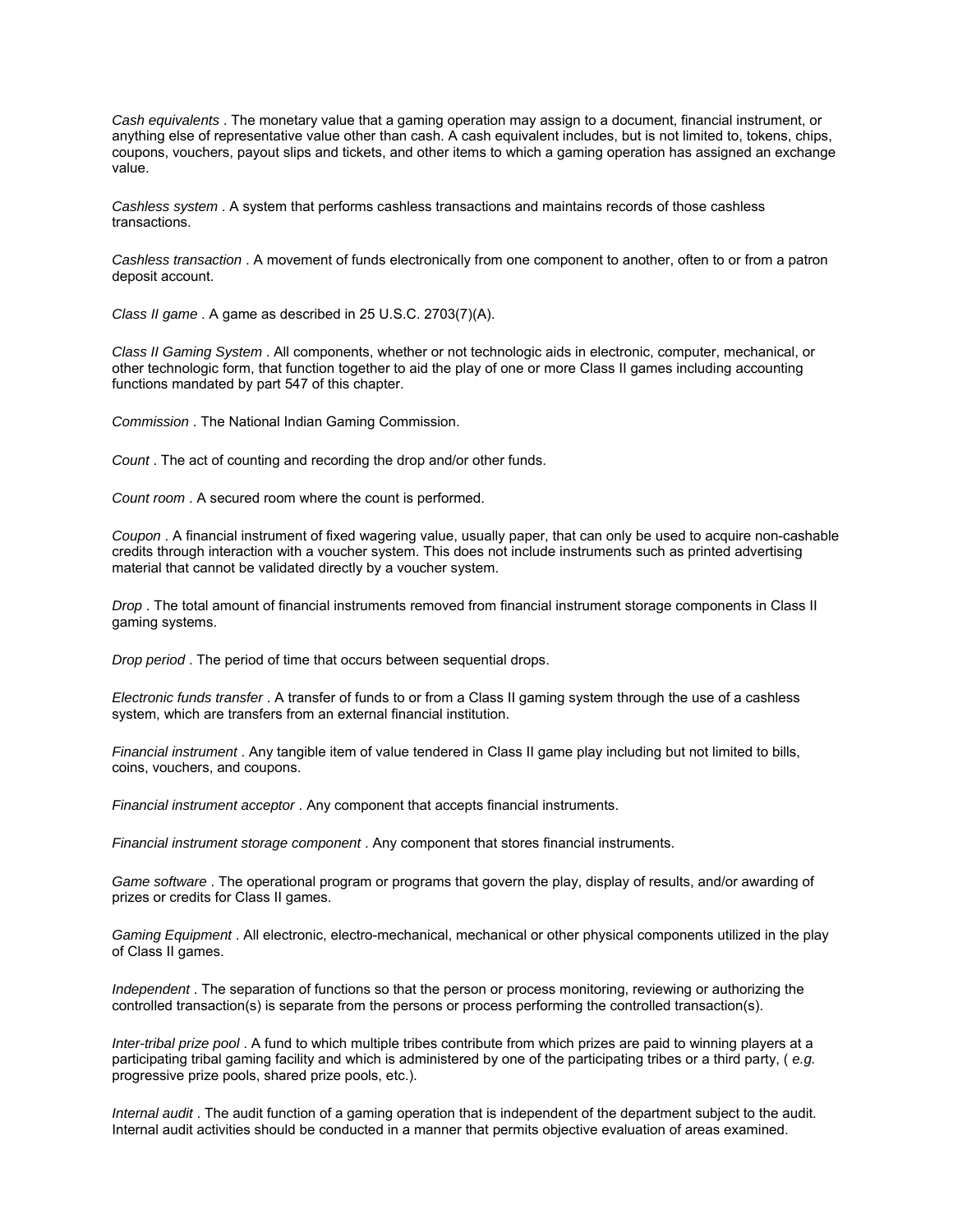*Cash equivalents* . The monetary value that a gaming operation may assign to a document, financial instrument, or anything else of representative value other than cash. A cash equivalent includes, but is not limited to, tokens, chips, coupons, vouchers, payout slips and tickets, and other items to which a gaming operation has assigned an exchange value.

*Cashless system* . A system that performs cashless transactions and maintains records of those cashless transactions.

*Cashless transaction* . A movement of funds electronically from one component to another, often to or from a patron deposit account.

*Class II game* . A game as described in 25 U.S.C. 2703(7)(A).

*Class II Gaming System* . All components, whether or not technologic aids in electronic, computer, mechanical, or other technologic form, that function together to aid the play of one or more Class II games including accounting functions mandated by part 547 of this chapter.

*Commission* . The National Indian Gaming Commission.

*Count* . The act of counting and recording the drop and/or other funds.

*Count room* . A secured room where the count is performed.

*Coupon* . A financial instrument of fixed wagering value, usually paper, that can only be used to acquire non-cashable credits through interaction with a voucher system. This does not include instruments such as printed advertising material that cannot be validated directly by a voucher system.

*Drop* . The total amount of financial instruments removed from financial instrument storage components in Class II gaming systems.

*Drop period* . The period of time that occurs between sequential drops.

*Electronic funds transfer* . A transfer of funds to or from a Class II gaming system through the use of a cashless system, which are transfers from an external financial institution.

*Financial instrument* . Any tangible item of value tendered in Class II game play including but not limited to bills, coins, vouchers, and coupons.

*Financial instrument acceptor* . Any component that accepts financial instruments.

*Financial instrument storage component* . Any component that stores financial instruments.

*Game software* . The operational program or programs that govern the play, display of results, and/or awarding of prizes or credits for Class II games.

*Gaming Equipment* . All electronic, electro-mechanical, mechanical or other physical components utilized in the play of Class II games.

*Independent* . The separation of functions so that the person or process monitoring, reviewing or authorizing the controlled transaction(s) is separate from the persons or process performing the controlled transaction(s).

*Inter-tribal prize pool* . A fund to which multiple tribes contribute from which prizes are paid to winning players at a participating tribal gaming facility and which is administered by one of the participating tribes or a third party, ( *e.g.* progressive prize pools, shared prize pools, etc.).

*Internal audit* . The audit function of a gaming operation that is independent of the department subject to the audit. Internal audit activities should be conducted in a manner that permits objective evaluation of areas examined.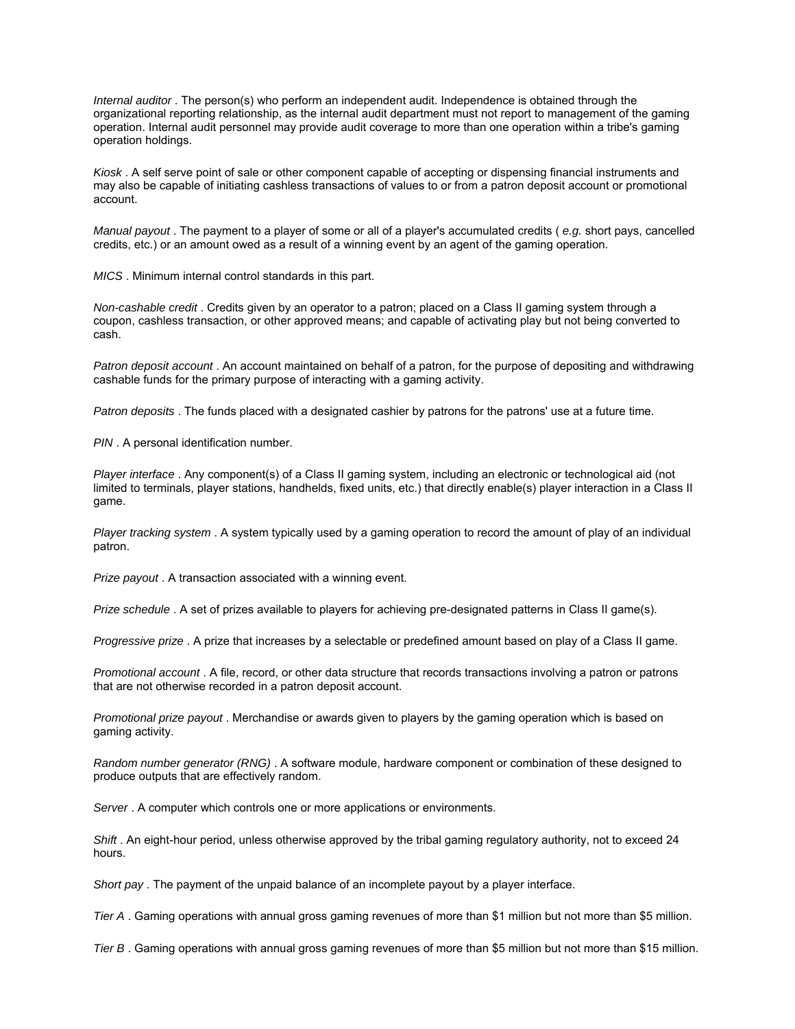*Internal auditor* . The person(s) who perform an independent audit. Independence is obtained through the organizational reporting relationship, as the internal audit department must not report to management of the gaming operation. Internal audit personnel may provide audit coverage to more than one operation within a tribe's gaming operation holdings.

*Kiosk* . A self serve point of sale or other component capable of accepting or dispensing financial instruments and may also be capable of initiating cashless transactions of values to or from a patron deposit account or promotional account.

*Manual payout* . The payment to a player of some or all of a player's accumulated credits ( *e.g.* short pays, cancelled credits, etc.) or an amount owed as a result of a winning event by an agent of the gaming operation.

*MICS* . Minimum internal control standards in this part.

*Non-cashable credit* . Credits given by an operator to a patron; placed on a Class II gaming system through a coupon, cashless transaction, or other approved means; and capable of activating play but not being converted to cash.

*Patron deposit account* . An account maintained on behalf of a patron, for the purpose of depositing and withdrawing cashable funds for the primary purpose of interacting with a gaming activity.

*Patron deposits* . The funds placed with a designated cashier by patrons for the patrons' use at a future time.

*PIN* . A personal identification number.

*Player interface* . Any component(s) of a Class II gaming system, including an electronic or technological aid (not limited to terminals, player stations, handhelds, fixed units, etc.) that directly enable(s) player interaction in a Class II game.

*Player tracking system* . A system typically used by a gaming operation to record the amount of play of an individual patron.

*Prize payout* . A transaction associated with a winning event.

*Prize schedule* . A set of prizes available to players for achieving pre-designated patterns in Class II game(s).

*Progressive prize* . A prize that increases by a selectable or predefined amount based on play of a Class II game.

*Promotional account* . A file, record, or other data structure that records transactions involving a patron or patrons that are not otherwise recorded in a patron deposit account.

*Promotional prize payout* . Merchandise or awards given to players by the gaming operation which is based on gaming activity.

*Random number generator (RNG)* . A software module, hardware component or combination of these designed to produce outputs that are effectively random.

*Server* . A computer which controls one or more applications or environments.

*Shift* . An eight-hour period, unless otherwise approved by the tribal gaming regulatory authority, not to exceed 24 hours.

*Short pay* . The payment of the unpaid balance of an incomplete payout by a player interface.

*Tier A* . Gaming operations with annual gross gaming revenues of more than $1 million but not more than $5 million.

*Tier B* . Gaming operations with annual gross gaming revenues of more than $5 million but not more than $15 million.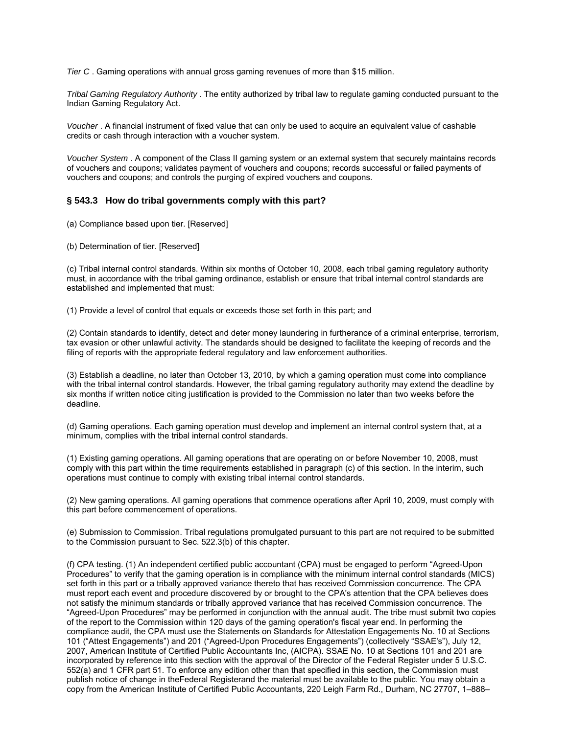*Tier C* . Gaming operations with annual gross gaming revenues of more than $15 million.

*Tribal Gaming Regulatory Authority* . The entity authorized by tribal law to regulate gaming conducted pursuant to the Indian Gaming Regulatory Act.

*Voucher* . A financial instrument of fixed value that can only be used to acquire an equivalent value of cashable credits or cash through interaction with a voucher system.

*Voucher System* . A component of the Class II gaming system or an external system that securely maintains records of vouchers and coupons; validates payment of vouchers and coupons; records successful or failed payments of vouchers and coupons; and controls the purging of expired vouchers and coupons.

### § 543.3 How do tribal governments comply with this part?

(a) Compliance based upon tier. [Reserved]

(b) Determination of tier. [Reserved]

(c) Tribal internal control standards. Within six months of October 10, 2008, each tribal gaming regulatory authority must, in accordance with the tribal gaming ordinance, establish or ensure that tribal internal control standards are established and implemented that must:

(1) Provide a level of control that equals or exceeds those set forth in this part; and

(2) Contain standards to identify, detect and deter money laundering in furtherance of a criminal enterprise, terrorism, tax evasion or other unlawful activity. The standards should be designed to facilitate the keeping of records and the filing of reports with the appropriate federal regulatory and law enforcement authorities.

(3) Establish a deadline, no later than October 13, 2010, by which a gaming operation must come into compliance with the tribal internal control standards. However, the tribal gaming regulatory authority may extend the deadline by six months if written notice citing justification is provided to the Commission no later than two weeks before the deadline.

(d) Gaming operations. Each gaming operation must develop and implement an internal control system that, at a minimum, complies with the tribal internal control standards.

(1) Existing gaming operations. All gaming operations that are operating on or before November 10, 2008, must comply with this part within the time requirements established in paragraph (c) of this section. In the interim, such operations must continue to comply with existing tribal internal control standards.

(2) New gaming operations. All gaming operations that commence operations after April 10, 2009, must comply with this part before commencement of operations.

(e) Submission to Commission. Tribal regulations promulgated pursuant to this part are not required to be submitted to the Commission pursuant to Sec. 522.3(b) of this chapter.

(f) CPA testing. (1) An independent certified public accountant (CPA) must be engaged to perform "Agreed-Upon Procedures" to verify that the gaming operation is in compliance with the minimum internal control standards (MICS) set forth in this part or a tribally approved variance thereto that has received Commission concurrence. The CPA must report each event and procedure discovered by or brought to the CPA's attention that the CPA believes does not satisfy the minimum standards or tribally approved variance that has received Commission concurrence. The "Agreed-Upon Procedures" may be performed in conjunction with the annual audit. The tribe must submit two copies of the report to the Commission within 120 days of the gaming operation's fiscal year end. In performing the compliance audit, the CPA must use the Statements on Standards for Attestation Engagements No. 10 at Sections 101 ("Attest Engagements") and 201 ("Agreed-Upon Procedures Engagements") (collectively "SSAE's"), July 12, 2007, American Institute of Certified Public Accountants Inc, (AICPA). SSAE No. 10 at Sections 101 and 201 are incorporated by reference into this section with the approval of the Director of the Federal Register under 5 U.S.C. 552(a) and 1 CFR part 51. To enforce any edition other than that specified in this section, the Commission must publish notice of change in theFederal Registerand the material must be available to the public. You may obtain a copy from the American Institute of Certified Public Accountants, 220 Leigh Farm Rd., Durham, NC 27707, 1–888–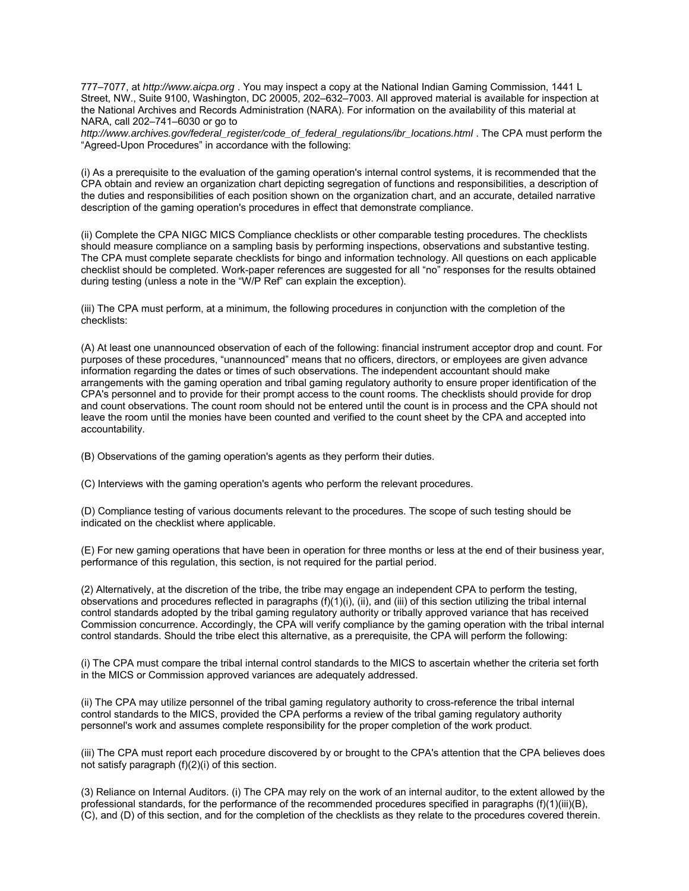777–7077, at *http://www.aicpa.org* . You may inspect a copy at the National Indian Gaming Commission, 1441 L Street, NW., Suite 9100, Washington, DC 20005, 202–632–7003. All approved material is available for inspection at the National Archives and Records Administration (NARA). For information on the availability of this material at NARA, call 202–741–6030 or go to *http://www.archives.gov/federal_register/code_of_federal_regulations/ibr_locations.html* . The CPA must perform the "Agreed-Upon Procedures" in accordance with the following:

(i) As a prerequisite to the evaluation of the gaming operation's internal control systems, it is recommended that the CPA obtain and review an organization chart depicting segregation of functions and responsibilities, a description of the duties and responsibilities of each position shown on the organization chart, and an accurate, detailed narrative description of the gaming operation's procedures in effect that demonstrate compliance.

(ii) Complete the CPA NIGC MICS Compliance checklists or other comparable testing procedures. The checklists should measure compliance on a sampling basis by performing inspections, observations and substantive testing. The CPA must complete separate checklists for bingo and information technology. All questions on each applicable checklist should be completed. Work-paper references are suggested for all "no" responses for the results obtained during testing (unless a note in the "W/P Ref" can explain the exception).

(iii) The CPA must perform, at a minimum, the following procedures in conjunction with the completion of the checklists:

(A) At least one unannounced observation of each of the following: financial instrument acceptor drop and count. For purposes of these procedures, "unannounced" means that no officers, directors, or employees are given advance information regarding the dates or times of such observations. The independent accountant should make arrangements with the gaming operation and tribal gaming regulatory authority to ensure proper identification of the CPA's personnel and to provide for their prompt access to the count rooms. The checklists should provide for drop and count observations. The count room should not be entered until the count is in process and the CPA should not leave the room until the monies have been counted and verified to the count sheet by the CPA and accepted into accountability.

(B) Observations of the gaming operation's agents as they perform their duties.

(C) Interviews with the gaming operation's agents who perform the relevant procedures.

(D) Compliance testing of various documents relevant to the procedures. The scope of such testing should be indicated on the checklist where applicable.

(E) For new gaming operations that have been in operation for three months or less at the end of their business year, performance of this regulation, this section, is not required for the partial period.

(2) Alternatively, at the discretion of the tribe, the tribe may engage an independent CPA to perform the testing, observations and procedures reflected in paragraphs (f)(1)(i), (ii), and (iii) of this section utilizing the tribal internal control standards adopted by the tribal gaming regulatory authority or tribally approved variance that has received Commission concurrence. Accordingly, the CPA will verify compliance by the gaming operation with the tribal internal control standards. Should the tribe elect this alternative, as a prerequisite, the CPA will perform the following:

(i) The CPA must compare the tribal internal control standards to the MICS to ascertain whether the criteria set forth in the MICS or Commission approved variances are adequately addressed.

(ii) The CPA may utilize personnel of the tribal gaming regulatory authority to cross-reference the tribal internal control standards to the MICS, provided the CPA performs a review of the tribal gaming regulatory authority personnel's work and assumes complete responsibility for the proper completion of the work product.

(iii) The CPA must report each procedure discovered by or brought to the CPA's attention that the CPA believes does not satisfy paragraph (f)(2)(i) of this section.

(3) Reliance on Internal Auditors. (i) The CPA may rely on the work of an internal auditor, to the extent allowed by the professional standards, for the performance of the recommended procedures specified in paragraphs (f)(1)(iii)(B), (C), and (D) of this section, and for the completion of the checklists as they relate to the procedures covered therein.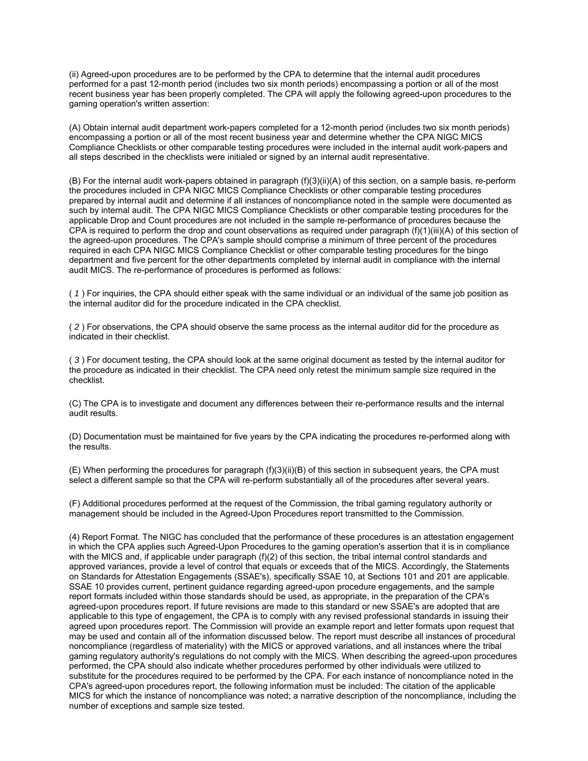(ii) Agreed-upon procedures are to be performed by the CPA to determine that the internal audit procedures performed for a past 12-month period (includes two six month periods) encompassing a portion or all of the most recent business year has been properly completed. The CPA will apply the following agreed-upon procedures to the gaming operation's written assertion:

(A) Obtain internal audit department work-papers completed for a 12-month period (includes two six month periods) encompassing a portion or all of the most recent business year and determine whether the CPA NIGC MICS Compliance Checklists or other comparable testing procedures were included in the internal audit work-papers and all steps described in the checklists were initialed or signed by an internal audit representative.

(B) For the internal audit work-papers obtained in paragraph (f)(3)(ii)(A) of this section, on a sample basis, re-perform the procedures included in CPA NIGC MICS Compliance Checklists or other comparable testing procedures prepared by internal audit and determine if all instances of noncompliance noted in the sample were documented as such by internal audit. The CPA NIGC MICS Compliance Checklists or other comparable testing procedures for the applicable Drop and Count procedures are not included in the sample re-performance of procedures because the CPA is required to perform the drop and count observations as required under paragraph (f)(1)(iii)(A) of this section of the agreed-upon procedures. The CPA's sample should comprise a minimum of three percent of the procedures required in each CPA NIGC MICS Compliance Checklist or other comparable testing procedures for the bingo department and five percent for the other departments completed by internal audit in compliance with the internal audit MICS. The re-performance of procedures is performed as follows:

( *1* ) For inquiries, the CPA should either speak with the same individual or an individual of the same job position as the internal auditor did for the procedure indicated in the CPA checklist.

( *2* ) For observations, the CPA should observe the same process as the internal auditor did for the procedure as indicated in their checklist.

( *3* ) For document testing, the CPA should look at the same original document as tested by the internal auditor for the procedure as indicated in their checklist. The CPA need only retest the minimum sample size required in the checklist.

(C) The CPA is to investigate and document any differences between their re-performance results and the internal audit results.

(D) Documentation must be maintained for five years by the CPA indicating the procedures re-performed along with the results.

(E) When performing the procedures for paragraph (f)(3)(ii)(B) of this section in subsequent years, the CPA must select a different sample so that the CPA will re-perform substantially all of the procedures after several years.

(F) Additional procedures performed at the request of the Commission, the tribal gaming regulatory authority or management should be included in the Agreed-Upon Procedures report transmitted to the Commission.

(4) Report Format. The NIGC has concluded that the performance of these procedures is an attestation engagement in which the CPA applies such Agreed-Upon Procedures to the gaming operation's assertion that it is in compliance with the MICS and, if applicable under paragraph (f)(2) of this section, the tribal internal control standards and approved variances, provide a level of control that equals or exceeds that of the MICS. Accordingly, the Statements on Standards for Attestation Engagements (SSAE's), specifically SSAE 10, at Sections 101 and 201 are applicable. SSAE 10 provides current, pertinent guidance regarding agreed-upon procedure engagements, and the sample report formats included within those standards should be used, as appropriate, in the preparation of the CPA's agreed-upon procedures report. If future revisions are made to this standard or new SSAE's are adopted that are applicable to this type of engagement, the CPA is to comply with any revised professional standards in issuing their agreed upon procedures report. The Commission will provide an example report and letter formats upon request that may be used and contain all of the information discussed below. The report must describe all instances of procedural noncompliance (regardless of materiality) with the MICS or approved variations, and all instances where the tribal gaming regulatory authority's regulations do not comply with the MICS. When describing the agreed-upon procedures performed, the CPA should also indicate whether procedures performed by other individuals were utilized to substitute for the procedures required to be performed by the CPA. For each instance of noncompliance noted in the CPA's agreed-upon procedures report, the following information must be included: The citation of the applicable MICS for which the instance of noncompliance was noted; a narrative description of the noncompliance, including the number of exceptions and sample size tested.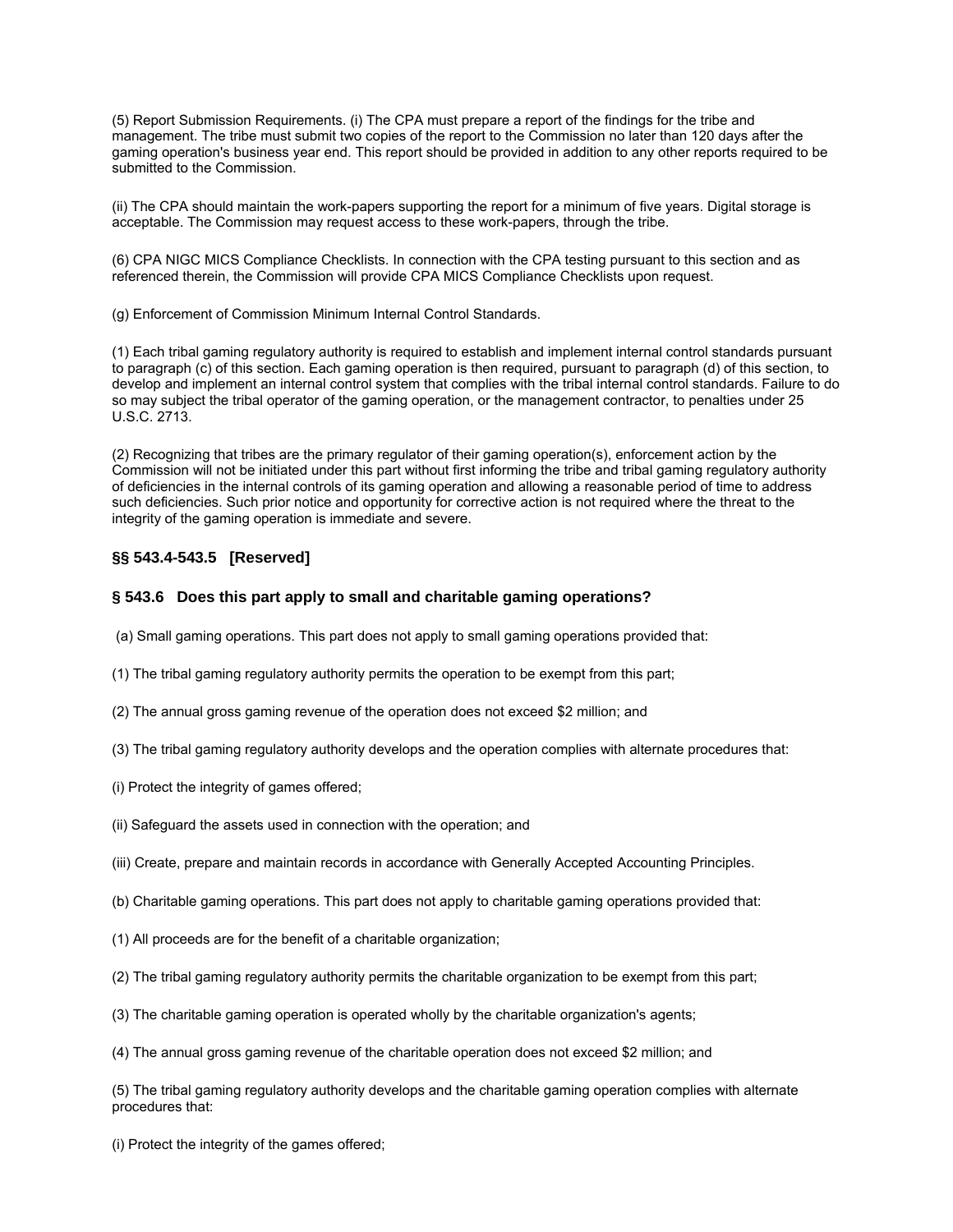(5) Report Submission Requirements. (i) The CPA must prepare a report of the findings for the tribe and management. The tribe must submit two copies of the report to the Commission no later than 120 days after the gaming operation's business year end. This report should be provided in addition to any other reports required to be submitted to the Commission.

(ii) The CPA should maintain the work-papers supporting the report for a minimum of five years. Digital storage is acceptable. The Commission may request access to these work-papers, through the tribe.

(6) CPA NIGC MICS Compliance Checklists. In connection with the CPA testing pursuant to this section and as referenced therein, the Commission will provide CPA MICS Compliance Checklists upon request.

(g) Enforcement of Commission Minimum Internal Control Standards.

(1) Each tribal gaming regulatory authority is required to establish and implement internal control standards pursuant to paragraph (c) of this section. Each gaming operation is then required, pursuant to paragraph (d) of this section, to develop and implement an internal control system that complies with the tribal internal control standards. Failure to do so may subject the tribal operator of the gaming operation, or the management contractor, to penalties under 25 U.S.C. 2713.

(2) Recognizing that tribes are the primary regulator of their gaming operation(s), enforcement action by the Commission will not be initiated under this part without first informing the tribe and tribal gaming regulatory authority of deficiencies in the internal controls of its gaming operation and allowing a reasonable period of time to address such deficiencies. Such prior notice and opportunity for corrective action is not required where the threat to the integrity of the gaming operation is immediate and severe.

### §§ 543.4-543.5 [Reserved]

### § 543.6 Does this part apply to small and charitable gaming operations?

(a) Small gaming operations. This part does not apply to small gaming operations provided that:

(1) The tribal gaming regulatory authority permits the operation to be exempt from this part;

(2) The annual gross gaming revenue of the operation does not exceed $2 million; and

(3) The tribal gaming regulatory authority develops and the operation complies with alternate procedures that:

(i) Protect the integrity of games offered;

(ii) Safeguard the assets used in connection with the operation; and

(iii) Create, prepare and maintain records in accordance with Generally Accepted Accounting Principles.

(b) Charitable gaming operations. This part does not apply to charitable gaming operations provided that:

(1) All proceeds are for the benefit of a charitable organization;

(2) The tribal gaming regulatory authority permits the charitable organization to be exempt from this part;

(3) The charitable gaming operation is operated wholly by the charitable organization's agents;

(4) The annual gross gaming revenue of the charitable operation does not exceed $2 million; and

(5) The tribal gaming regulatory authority develops and the charitable gaming operation complies with alternate procedures that:

(i) Protect the integrity of the games offered;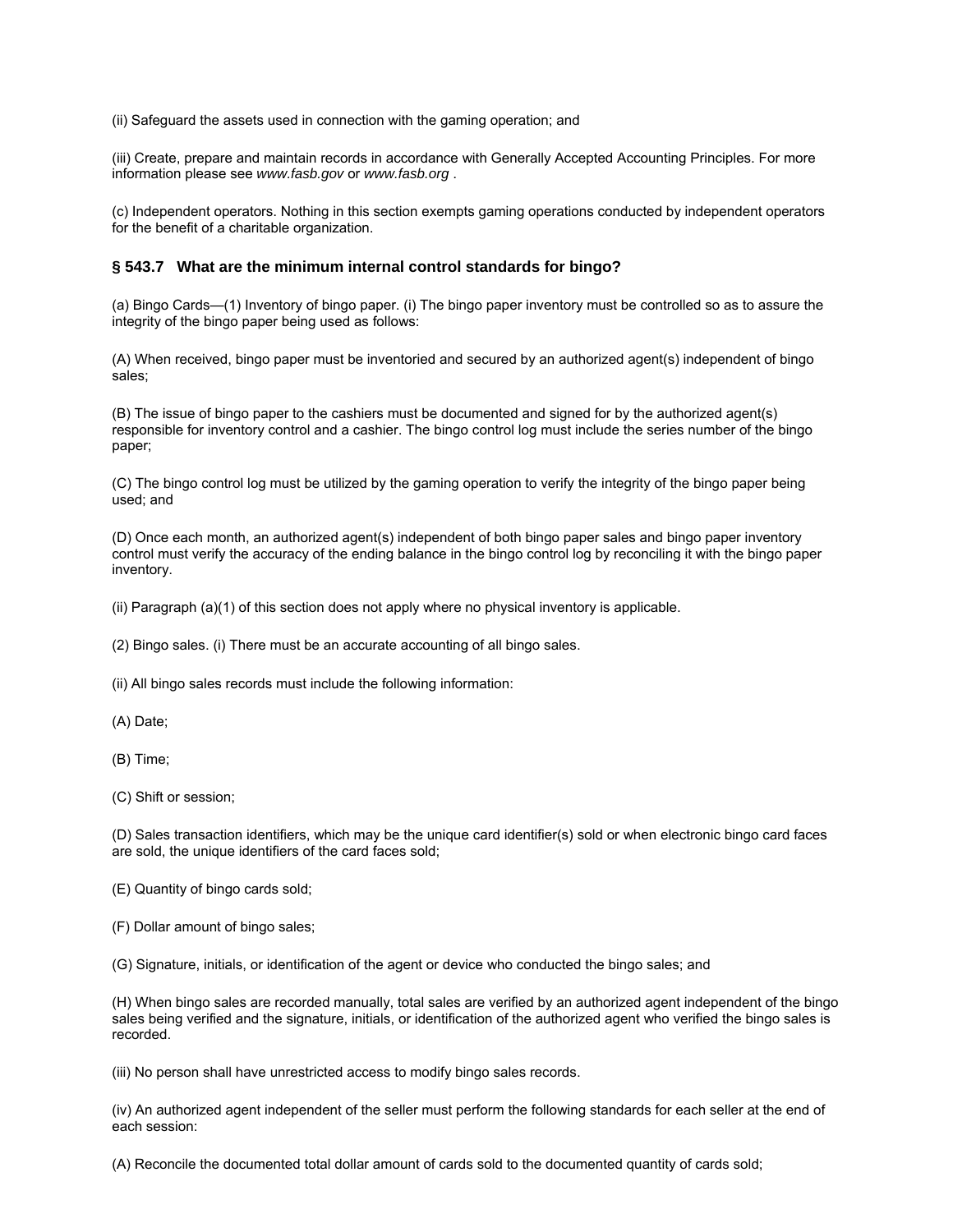(ii) Safeguard the assets used in connection with the gaming operation; and

(iii) Create, prepare and maintain records in accordance with Generally Accepted Accounting Principles. For more information please see *www.fasb.gov* or *www.fasb.org* .

(c) Independent operators. Nothing in this section exempts gaming operations conducted by independent operators for the benefit of a charitable organization.

### § 543.7 What are the minimum internal control standards for bingo?

(a) Bingo Cards—(1) Inventory of bingo paper. (i) The bingo paper inventory must be controlled so as to assure the integrity of the bingo paper being used as follows:

(A) When received, bingo paper must be inventoried and secured by an authorized agent(s) independent of bingo sales;

(B) The issue of bingo paper to the cashiers must be documented and signed for by the authorized agent(s) responsible for inventory control and a cashier. The bingo control log must include the series number of the bingo paper;

(C) The bingo control log must be utilized by the gaming operation to verify the integrity of the bingo paper being used; and

(D) Once each month, an authorized agent(s) independent of both bingo paper sales and bingo paper inventory control must verify the accuracy of the ending balance in the bingo control log by reconciling it with the bingo paper inventory.

(ii) Paragraph (a)(1) of this section does not apply where no physical inventory is applicable.

(2) Bingo sales. (i) There must be an accurate accounting of all bingo sales.

(ii) All bingo sales records must include the following information:

(A) Date;

(B) Time;

(C) Shift or session;

(D) Sales transaction identifiers, which may be the unique card identifier(s) sold or when electronic bingo card faces are sold, the unique identifiers of the card faces sold;

(E) Quantity of bingo cards sold;

(F) Dollar amount of bingo sales;

(G) Signature, initials, or identification of the agent or device who conducted the bingo sales; and

(H) When bingo sales are recorded manually, total sales are verified by an authorized agent independent of the bingo sales being verified and the signature, initials, or identification of the authorized agent who verified the bingo sales is recorded.

(iii) No person shall have unrestricted access to modify bingo sales records.

(iv) An authorized agent independent of the seller must perform the following standards for each seller at the end of each session:

(A) Reconcile the documented total dollar amount of cards sold to the documented quantity of cards sold;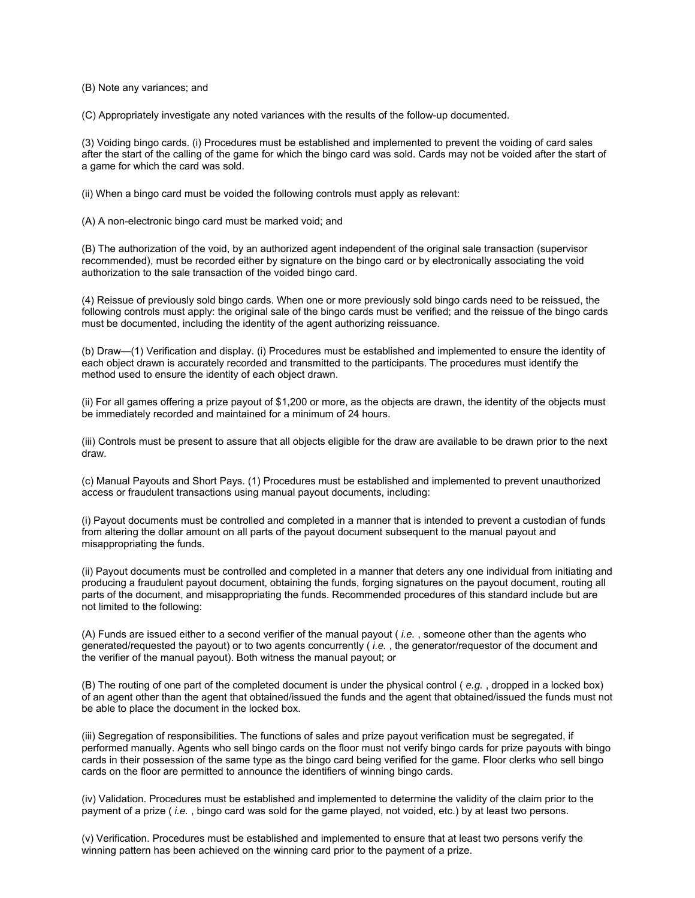(B) Note any variances; and

(C) Appropriately investigate any noted variances with the results of the follow-up documented.

(3) Voiding bingo cards. (i) Procedures must be established and implemented to prevent the voiding of card sales after the start of the calling of the game for which the bingo card was sold. Cards may not be voided after the start of a game for which the card was sold.

(ii) When a bingo card must be voided the following controls must apply as relevant:

(A) A non-electronic bingo card must be marked void; and

(B) The authorization of the void, by an authorized agent independent of the original sale transaction (supervisor recommended), must be recorded either by signature on the bingo card or by electronically associating the void authorization to the sale transaction of the voided bingo card.

(4) Reissue of previously sold bingo cards. When one or more previously sold bingo cards need to be reissued, the following controls must apply: the original sale of the bingo cards must be verified; and the reissue of the bingo cards must be documented, including the identity of the agent authorizing reissuance.

(b) Draw—(1) Verification and display. (i) Procedures must be established and implemented to ensure the identity of each object drawn is accurately recorded and transmitted to the participants. The procedures must identify the method used to ensure the identity of each object drawn.

(ii) For all games offering a prize payout of $1,200 or more, as the objects are drawn, the identity of the objects must be immediately recorded and maintained for a minimum of 24 hours.

(iii) Controls must be present to assure that all objects eligible for the draw are available to be drawn prior to the next draw.

(c) Manual Payouts and Short Pays. (1) Procedures must be established and implemented to prevent unauthorized access or fraudulent transactions using manual payout documents, including:

(i) Payout documents must be controlled and completed in a manner that is intended to prevent a custodian of funds from altering the dollar amount on all parts of the payout document subsequent to the manual payout and misappropriating the funds.

(ii) Payout documents must be controlled and completed in a manner that deters any one individual from initiating and producing a fraudulent payout document, obtaining the funds, forging signatures on the payout document, routing all parts of the document, and misappropriating the funds. Recommended procedures of this standard include but are not limited to the following:

(A) Funds are issued either to a second verifier of the manual payout ( *i.e.* , someone other than the agents who generated/requested the payout) or to two agents concurrently ( *i.e.* , the generator/requestor of the document and the verifier of the manual payout). Both witness the manual payout; or

(B) The routing of one part of the completed document is under the physical control ( *e.g.* , dropped in a locked box) of an agent other than the agent that obtained/issued the funds and the agent that obtained/issued the funds must not be able to place the document in the locked box.

(iii) Segregation of responsibilities. The functions of sales and prize payout verification must be segregated, if performed manually. Agents who sell bingo cards on the floor must not verify bingo cards for prize payouts with bingo cards in their possession of the same type as the bingo card being verified for the game. Floor clerks who sell bingo cards on the floor are permitted to announce the identifiers of winning bingo cards.

(iv) Validation. Procedures must be established and implemented to determine the validity of the claim prior to the payment of a prize ( *i.e.* , bingo card was sold for the game played, not voided, etc.) by at least two persons.

(v) Verification. Procedures must be established and implemented to ensure that at least two persons verify the winning pattern has been achieved on the winning card prior to the payment of a prize.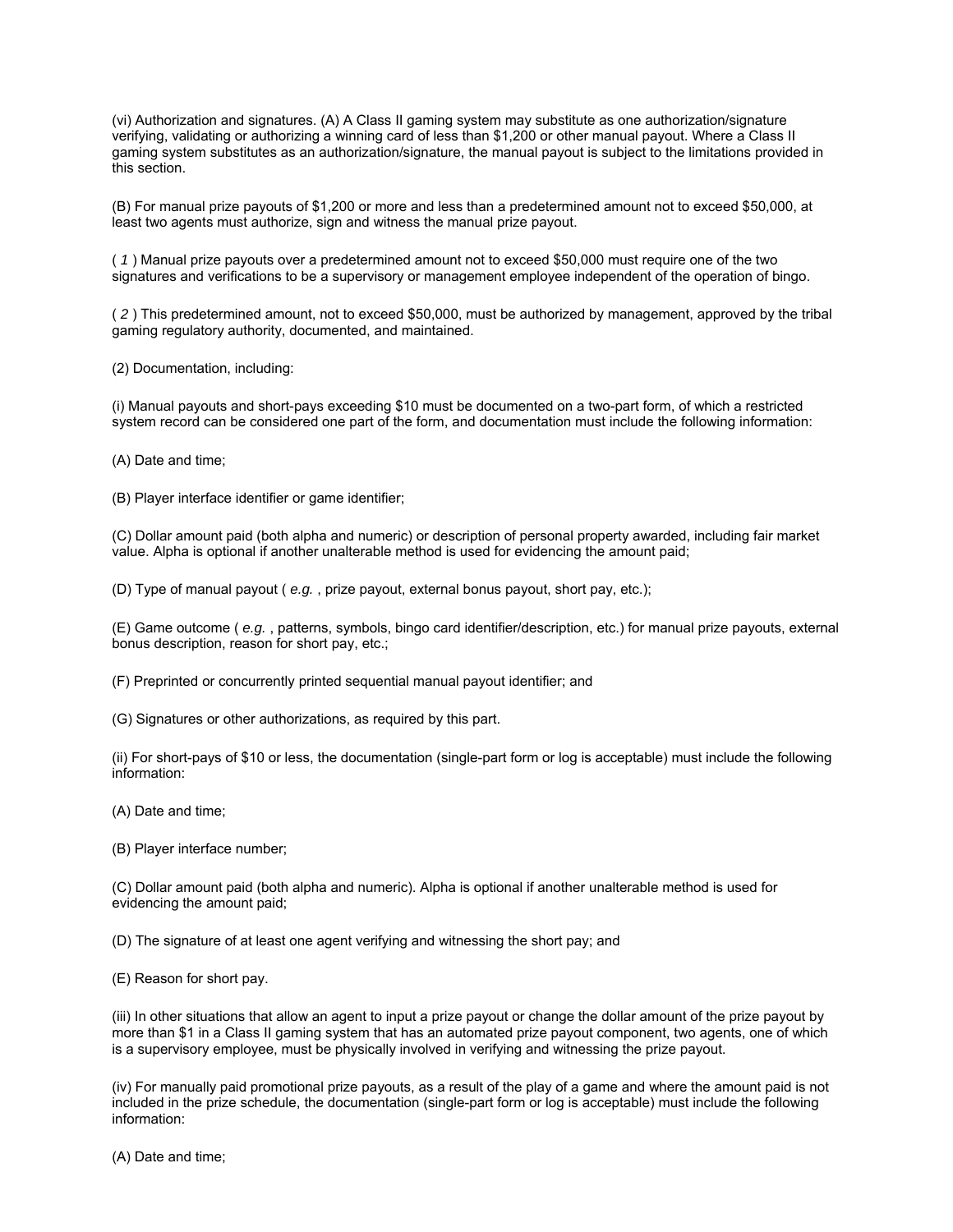(vi) Authorization and signatures. (A) A Class II gaming system may substitute as one authorization/signature verifying, validating or authorizing a winning card of less than $1,200 or other manual payout. Where a Class II gaming system substitutes as an authorization/signature, the manual payout is subject to the limitations provided in this section.

(B) For manual prize payouts of $1,200 or more and less than a predetermined amount not to exceed $50,000, at least two agents must authorize, sign and witness the manual prize payout.

( *1* ) Manual prize payouts over a predetermined amount not to exceed $50,000 must require one of the two signatures and verifications to be a supervisory or management employee independent of the operation of bingo.

( *2* ) This predetermined amount, not to exceed $50,000, must be authorized by management, approved by the tribal gaming regulatory authority, documented, and maintained.

(2) Documentation, including:

(i) Manual payouts and short-pays exceeding $10 must be documented on a two-part form, of which a restricted system record can be considered one part of the form, and documentation must include the following information:

(A) Date and time;

(B) Player interface identifier or game identifier;

(C) Dollar amount paid (both alpha and numeric) or description of personal property awarded, including fair market value. Alpha is optional if another unalterable method is used for evidencing the amount paid;

(D) Type of manual payout ( *e.g.* , prize payout, external bonus payout, short pay, etc.);

(E) Game outcome ( *e.g.* , patterns, symbols, bingo card identifier/description, etc.) for manual prize payouts, external bonus description, reason for short pay, etc.;

(F) Preprinted or concurrently printed sequential manual payout identifier; and

(G) Signatures or other authorizations, as required by this part.

(ii) For short-pays of $10 or less, the documentation (single-part form or log is acceptable) must include the following information:

(A) Date and time;

(B) Player interface number;

(C) Dollar amount paid (both alpha and numeric). Alpha is optional if another unalterable method is used for evidencing the amount paid;

(D) The signature of at least one agent verifying and witnessing the short pay; and

(E) Reason for short pay.

(iii) In other situations that allow an agent to input a prize payout or change the dollar amount of the prize payout by more than $1 in a Class II gaming system that has an automated prize payout component, two agents, one of which is a supervisory employee, must be physically involved in verifying and witnessing the prize payout.

(iv) For manually paid promotional prize payouts, as a result of the play of a game and where the amount paid is not included in the prize schedule, the documentation (single-part form or log is acceptable) must include the following information:

(A) Date and time;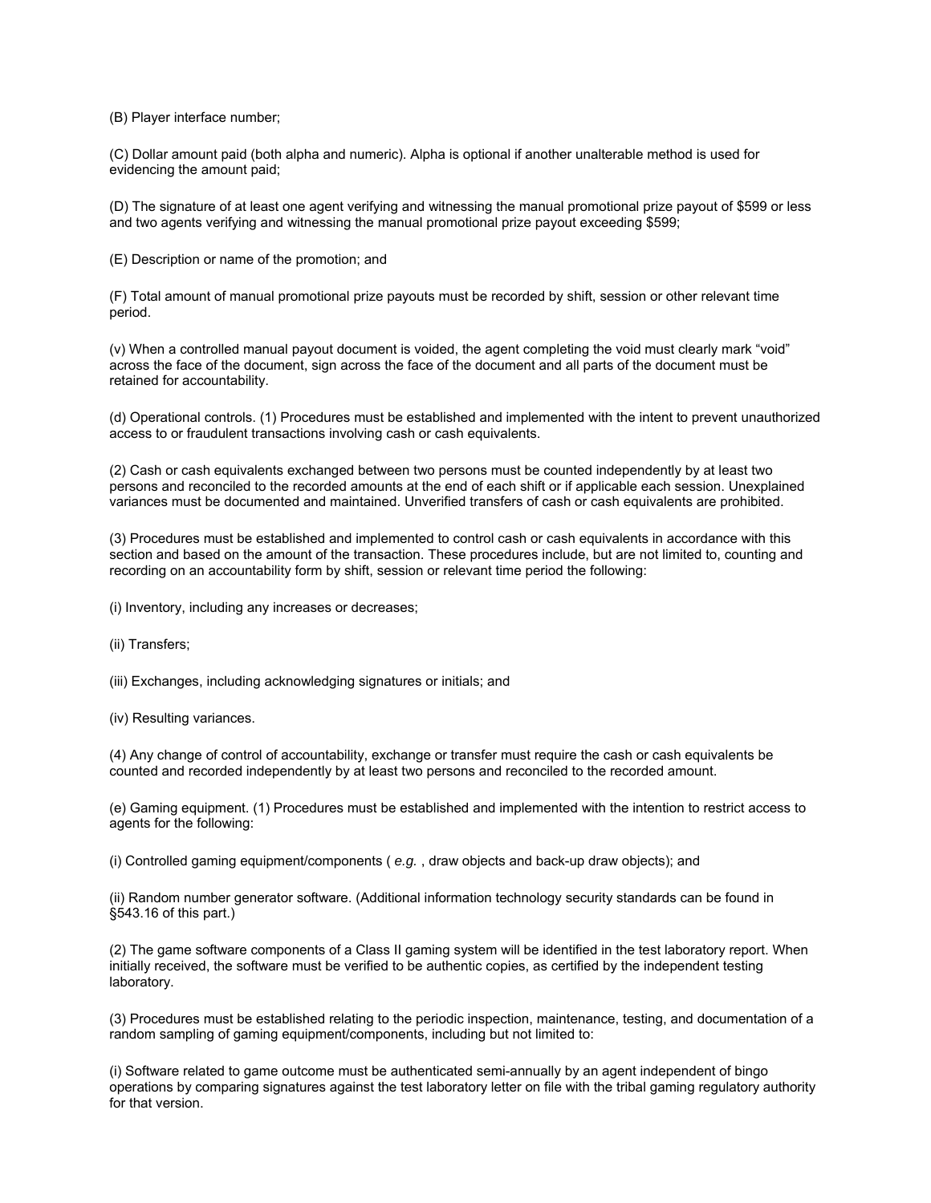(B) Player interface number;

(C) Dollar amount paid (both alpha and numeric). Alpha is optional if another unalterable method is used for evidencing the amount paid;

(D) The signature of at least one agent verifying and witnessing the manual promotional prize payout of $599 or less and two agents verifying and witnessing the manual promotional prize payout exceeding $599;

(E) Description or name of the promotion; and

(F) Total amount of manual promotional prize payouts must be recorded by shift, session or other relevant time period.

(v) When a controlled manual payout document is voided, the agent completing the void must clearly mark “void” across the face of the document, sign across the face of the document and all parts of the document must be retained for accountability.

(d) Operational controls. (1) Procedures must be established and implemented with the intent to prevent unauthorized access to or fraudulent transactions involving cash or cash equivalents.

(2) Cash or cash equivalents exchanged between two persons must be counted independently by at least two persons and reconciled to the recorded amounts at the end of each shift or if applicable each session. Unexplained variances must be documented and maintained. Unverified transfers of cash or cash equivalents are prohibited.

(3) Procedures must be established and implemented to control cash or cash equivalents in accordance with this section and based on the amount of the transaction. These procedures include, but are not limited to, counting and recording on an accountability form by shift, session or relevant time period the following:

(i) Inventory, including any increases or decreases;

(ii) Transfers;

(iii) Exchanges, including acknowledging signatures or initials; and

(iv) Resulting variances.

(4) Any change of control of accountability, exchange or transfer must require the cash or cash equivalents be counted and recorded independently by at least two persons and reconciled to the recorded amount.

(e) Gaming equipment. (1) Procedures must be established and implemented with the intention to restrict access to agents for the following:

(i) Controlled gaming equipment/components ( *e.g.* , draw objects and back-up draw objects); and

(ii) Random number generator software. (Additional information technology security standards can be found in §543.16 of this part.)

(2) The game software components of a Class II gaming system will be identified in the test laboratory report. When initially received, the software must be verified to be authentic copies, as certified by the independent testing laboratory.

(3) Procedures must be established relating to the periodic inspection, maintenance, testing, and documentation of a random sampling of gaming equipment/components, including but not limited to:

(i) Software related to game outcome must be authenticated semi-annually by an agent independent of bingo operations by comparing signatures against the test laboratory letter on file with the tribal gaming regulatory authority for that version.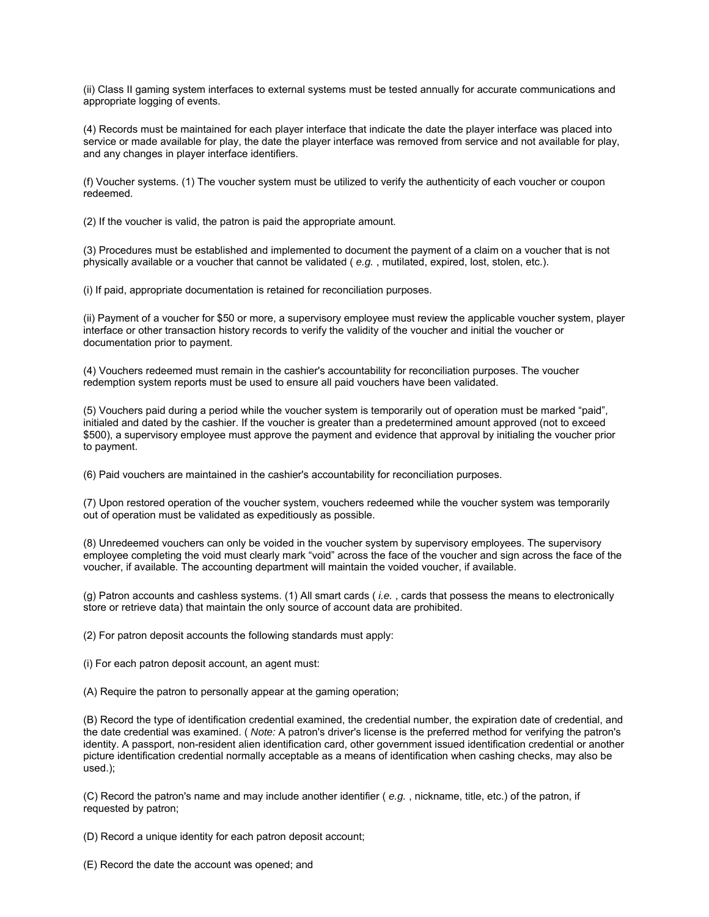(ii) Class II gaming system interfaces to external systems must be tested annually for accurate communications and appropriate logging of events.

(4) Records must be maintained for each player interface that indicate the date the player interface was placed into service or made available for play, the date the player interface was removed from service and not available for play, and any changes in player interface identifiers.

(f) Voucher systems. (1) The voucher system must be utilized to verify the authenticity of each voucher or coupon redeemed.

(2) If the voucher is valid, the patron is paid the appropriate amount.

(3) Procedures must be established and implemented to document the payment of a claim on a voucher that is not physically available or a voucher that cannot be validated ( *e.g.* , mutilated, expired, lost, stolen, etc.).

(i) If paid, appropriate documentation is retained for reconciliation purposes.

(ii) Payment of a voucher for $50 or more, a supervisory employee must review the applicable voucher system, player interface or other transaction history records to verify the validity of the voucher and initial the voucher or documentation prior to payment.

(4) Vouchers redeemed must remain in the cashier's accountability for reconciliation purposes. The voucher redemption system reports must be used to ensure all paid vouchers have been validated.

(5) Vouchers paid during a period while the voucher system is temporarily out of operation must be marked "paid", initialed and dated by the cashier. If the voucher is greater than a predetermined amount approved (not to exceed $500), a supervisory employee must approve the payment and evidence that approval by initialing the voucher prior to payment.

(6) Paid vouchers are maintained in the cashier's accountability for reconciliation purposes.

(7) Upon restored operation of the voucher system, vouchers redeemed while the voucher system was temporarily out of operation must be validated as expeditiously as possible.

(8) Unredeemed vouchers can only be voided in the voucher system by supervisory employees. The supervisory employee completing the void must clearly mark "void" across the face of the voucher and sign across the face of the voucher, if available. The accounting department will maintain the voided voucher, if available.

(g) Patron accounts and cashless systems. (1) All smart cards ( *i.e.* , cards that possess the means to electronically store or retrieve data) that maintain the only source of account data are prohibited.

(2) For patron deposit accounts the following standards must apply:

(i) For each patron deposit account, an agent must:

(A) Require the patron to personally appear at the gaming operation;

(B) Record the type of identification credential examined, the credential number, the expiration date of credential, and the date credential was examined. ( *Note:* A patron's driver's license is the preferred method for verifying the patron's identity. A passport, non-resident alien identification card, other government issued identification credential or another picture identification credential normally acceptable as a means of identification when cashing checks, may also be used.);

(C) Record the patron's name and may include another identifier ( *e.g.* , nickname, title, etc.) of the patron, if requested by patron;

(D) Record a unique identity for each patron deposit account;

(E) Record the date the account was opened; and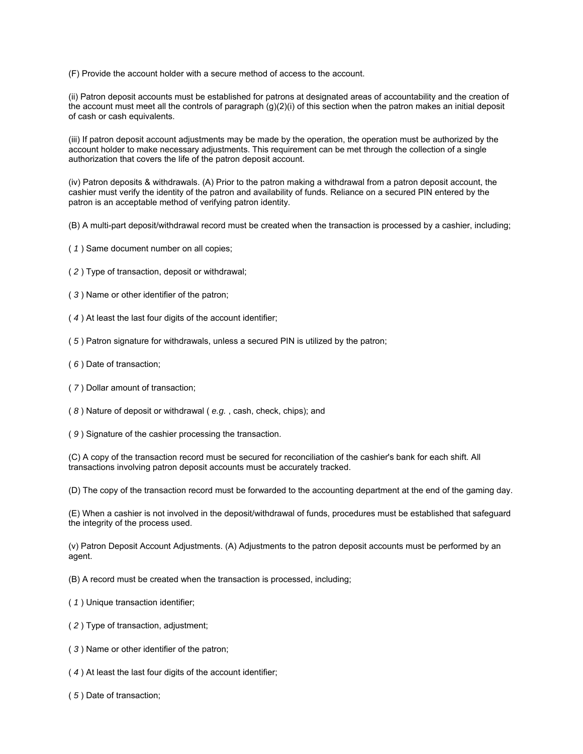(F) Provide the account holder with a secure method of access to the account.

(ii) Patron deposit accounts must be established for patrons at designated areas of accountability and the creation of the account must meet all the controls of paragraph (g)(2)(i) of this section when the patron makes an initial deposit of cash or cash equivalents.

(iii) If patron deposit account adjustments may be made by the operation, the operation must be authorized by the account holder to make necessary adjustments. This requirement can be met through the collection of a single authorization that covers the life of the patron deposit account.

(iv) Patron deposits & withdrawals. (A) Prior to the patron making a withdrawal from a patron deposit account, the cashier must verify the identity of the patron and availability of funds. Reliance on a secured PIN entered by the patron is an acceptable method of verifying patron identity.

(B) A multi-part deposit/withdrawal record must be created when the transaction is processed by a cashier, including;

( *1* ) Same document number on all copies;

( *2* ) Type of transaction, deposit or withdrawal;

( *3* ) Name or other identifier of the patron;

( *4* ) At least the last four digits of the account identifier;

( *5* ) Patron signature for withdrawals, unless a secured PIN is utilized by the patron;

( *6* ) Date of transaction;

( *7* ) Dollar amount of transaction;

( *8* ) Nature of deposit or withdrawal ( *e.g.* , cash, check, chips); and

( *9* ) Signature of the cashier processing the transaction.

(C) A copy of the transaction record must be secured for reconciliation of the cashier's bank for each shift. All transactions involving patron deposit accounts must be accurately tracked.

(D) The copy of the transaction record must be forwarded to the accounting department at the end of the gaming day.

(E) When a cashier is not involved in the deposit/withdrawal of funds, procedures must be established that safeguard the integrity of the process used.

(v) Patron Deposit Account Adjustments. (A) Adjustments to the patron deposit accounts must be performed by an agent.

(B) A record must be created when the transaction is processed, including;

( *1* ) Unique transaction identifier;

( *2* ) Type of transaction, adjustment;

( *3* ) Name or other identifier of the patron;

( *4* ) At least the last four digits of the account identifier;

( *5* ) Date of transaction;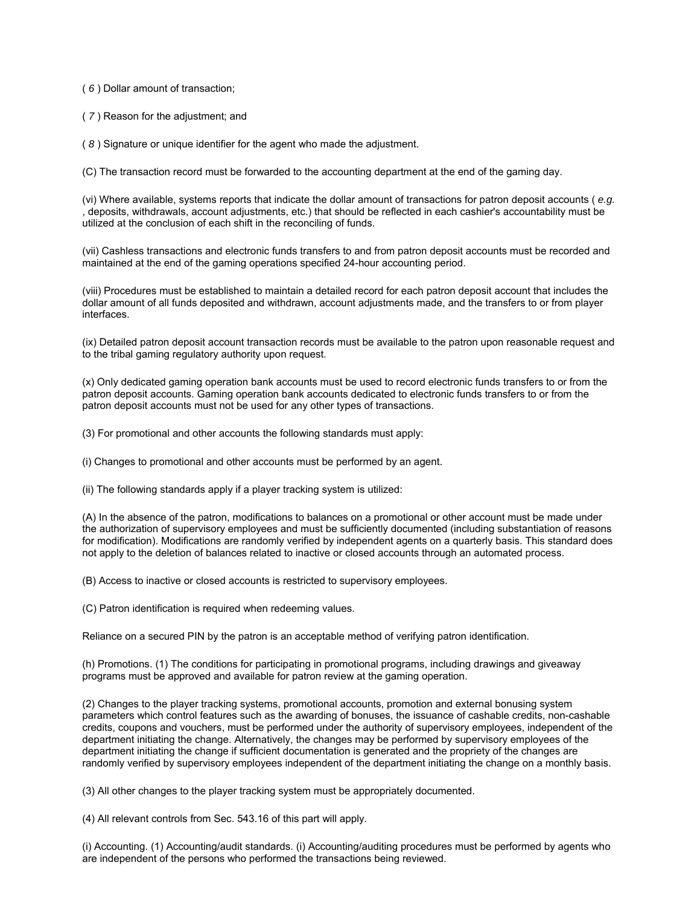( *6* ) Dollar amount of transaction;

( *7* ) Reason for the adjustment; and

( *8* ) Signature or unique identifier for the agent who made the adjustment.

(C) The transaction record must be forwarded to the accounting department at the end of the gaming day.

(vi) Where available, systems reports that indicate the dollar amount of transactions for patron deposit accounts ( *e.g.* , deposits, withdrawals, account adjustments, etc.) that should be reflected in each cashier's accountability must be utilized at the conclusion of each shift in the reconciling of funds.

(vii) Cashless transactions and electronic funds transfers to and from patron deposit accounts must be recorded and maintained at the end of the gaming operations specified 24-hour accounting period.

(viii) Procedures must be established to maintain a detailed record for each patron deposit account that includes the dollar amount of all funds deposited and withdrawn, account adjustments made, and the transfers to or from player interfaces.

(ix) Detailed patron deposit account transaction records must be available to the patron upon reasonable request and to the tribal gaming regulatory authority upon request.

(x) Only dedicated gaming operation bank accounts must be used to record electronic funds transfers to or from the patron deposit accounts. Gaming operation bank accounts dedicated to electronic funds transfers to or from the patron deposit accounts must not be used for any other types of transactions.

(3) For promotional and other accounts the following standards must apply:

(i) Changes to promotional and other accounts must be performed by an agent.

(ii) The following standards apply if a player tracking system is utilized:

(A) In the absence of the patron, modifications to balances on a promotional or other account must be made under the authorization of supervisory employees and must be sufficiently documented (including substantiation of reasons for modification). Modifications are randomly verified by independent agents on a quarterly basis. This standard does not apply to the deletion of balances related to inactive or closed accounts through an automated process.

(B) Access to inactive or closed accounts is restricted to supervisory employees.

(C) Patron identification is required when redeeming values.

Reliance on a secured PIN by the patron is an acceptable method of verifying patron identification.

(h) Promotions. (1) The conditions for participating in promotional programs, including drawings and giveaway programs must be approved and available for patron review at the gaming operation.

(2) Changes to the player tracking systems, promotional accounts, promotion and external bonusing system parameters which control features such as the awarding of bonuses, the issuance of cashable credits, non-cashable credits, coupons and vouchers, must be performed under the authority of supervisory employees, independent of the department initiating the change. Alternatively, the changes may be performed by supervisory employees of the department initiating the change if sufficient documentation is generated and the propriety of the changes are randomly verified by supervisory employees independent of the department initiating the change on a monthly basis.

(3) All other changes to the player tracking system must be appropriately documented.

(4) All relevant controls from Sec. 543.16 of this part will apply.

(i) Accounting. (1) Accounting/audit standards. (i) Accounting/auditing procedures must be performed by agents who are independent of the persons who performed the transactions being reviewed.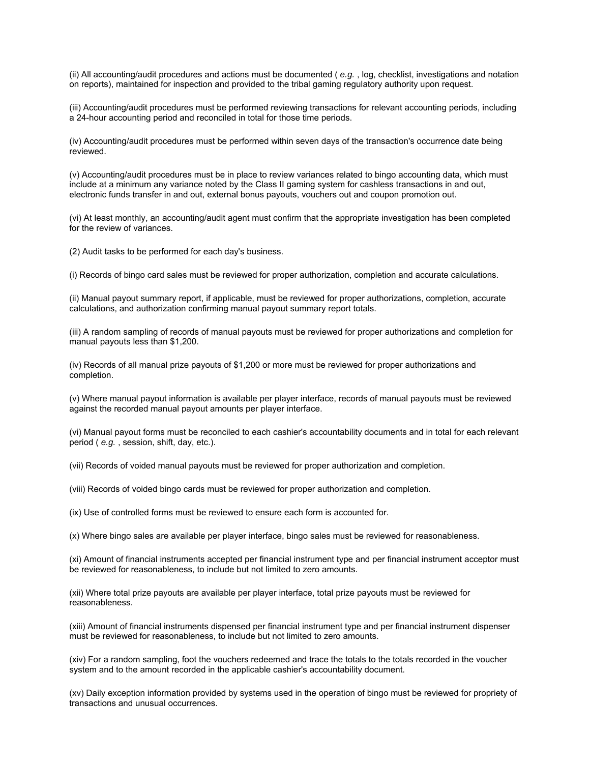(ii) All accounting/audit procedures and actions must be documented ( *e.g.* , log, checklist, investigations and notation on reports), maintained for inspection and provided to the tribal gaming regulatory authority upon request.

(iii) Accounting/audit procedures must be performed reviewing transactions for relevant accounting periods, including a 24-hour accounting period and reconciled in total for those time periods.

(iv) Accounting/audit procedures must be performed within seven days of the transaction's occurrence date being reviewed.

(v) Accounting/audit procedures must be in place to review variances related to bingo accounting data, which must include at a minimum any variance noted by the Class II gaming system for cashless transactions in and out, electronic funds transfer in and out, external bonus payouts, vouchers out and coupon promotion out.

(vi) At least monthly, an accounting/audit agent must confirm that the appropriate investigation has been completed for the review of variances.

(2) Audit tasks to be performed for each day's business.

(i) Records of bingo card sales must be reviewed for proper authorization, completion and accurate calculations.

(ii) Manual payout summary report, if applicable, must be reviewed for proper authorizations, completion, accurate calculations, and authorization confirming manual payout summary report totals.

(iii) A random sampling of records of manual payouts must be reviewed for proper authorizations and completion for manual payouts less than $1,200.

(iv) Records of all manual prize payouts of $1,200 or more must be reviewed for proper authorizations and completion.

(v) Where manual payout information is available per player interface, records of manual payouts must be reviewed against the recorded manual payout amounts per player interface.

(vi) Manual payout forms must be reconciled to each cashier's accountability documents and in total for each relevant period ( *e.g.* , session, shift, day, etc.).

(vii) Records of voided manual payouts must be reviewed for proper authorization and completion.

(viii) Records of voided bingo cards must be reviewed for proper authorization and completion.

(ix) Use of controlled forms must be reviewed to ensure each form is accounted for.

(x) Where bingo sales are available per player interface, bingo sales must be reviewed for reasonableness.

(xi) Amount of financial instruments accepted per financial instrument type and per financial instrument acceptor must be reviewed for reasonableness, to include but not limited to zero amounts.

(xii) Where total prize payouts are available per player interface, total prize payouts must be reviewed for reasonableness.

(xiii) Amount of financial instruments dispensed per financial instrument type and per financial instrument dispenser must be reviewed for reasonableness, to include but not limited to zero amounts.

(xiv) For a random sampling, foot the vouchers redeemed and trace the totals to the totals recorded in the voucher system and to the amount recorded in the applicable cashier's accountability document.

(xv) Daily exception information provided by systems used in the operation of bingo must be reviewed for propriety of transactions and unusual occurrences.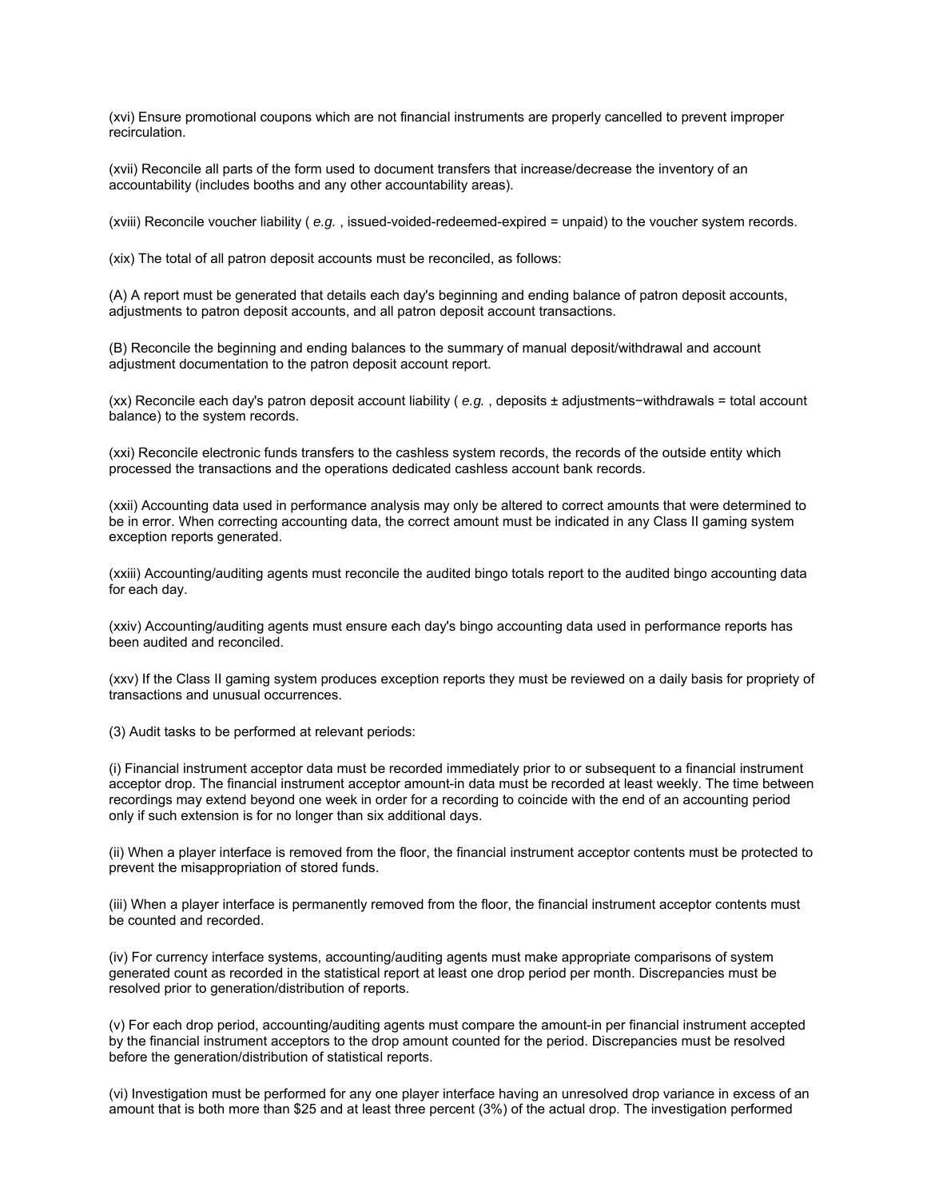(xvi) Ensure promotional coupons which are not financial instruments are properly cancelled to prevent improper recirculation.

(xvii) Reconcile all parts of the form used to document transfers that increase/decrease the inventory of an accountability (includes booths and any other accountability areas).

(xviii) Reconcile voucher liability ( *e.g.* , issued-voided-redeemed-expired = unpaid) to the voucher system records.

(xix) The total of all patron deposit accounts must be reconciled, as follows:

(A) A report must be generated that details each day's beginning and ending balance of patron deposit accounts, adjustments to patron deposit accounts, and all patron deposit account transactions.

(B) Reconcile the beginning and ending balances to the summary of manual deposit/withdrawal and account adjustment documentation to the patron deposit account report.

(xx) Reconcile each day's patron deposit account liability ( *e.g.* , deposits ± adjustments−withdrawals = total account balance) to the system records.

(xxi) Reconcile electronic funds transfers to the cashless system records, the records of the outside entity which processed the transactions and the operations dedicated cashless account bank records.

(xxii) Accounting data used in performance analysis may only be altered to correct amounts that were determined to be in error. When correcting accounting data, the correct amount must be indicated in any Class II gaming system exception reports generated.

(xxiii) Accounting/auditing agents must reconcile the audited bingo totals report to the audited bingo accounting data for each day.

(xxiv) Accounting/auditing agents must ensure each day's bingo accounting data used in performance reports has been audited and reconciled.

(xxv) If the Class II gaming system produces exception reports they must be reviewed on a daily basis for propriety of transactions and unusual occurrences.

(3) Audit tasks to be performed at relevant periods:

(i) Financial instrument acceptor data must be recorded immediately prior to or subsequent to a financial instrument acceptor drop. The financial instrument acceptor amount-in data must be recorded at least weekly. The time between recordings may extend beyond one week in order for a recording to coincide with the end of an accounting period only if such extension is for no longer than six additional days.

(ii) When a player interface is removed from the floor, the financial instrument acceptor contents must be protected to prevent the misappropriation of stored funds.

(iii) When a player interface is permanently removed from the floor, the financial instrument acceptor contents must be counted and recorded.

(iv) For currency interface systems, accounting/auditing agents must make appropriate comparisons of system generated count as recorded in the statistical report at least one drop period per month. Discrepancies must be resolved prior to generation/distribution of reports.

(v) For each drop period, accounting/auditing agents must compare the amount-in per financial instrument accepted by the financial instrument acceptors to the drop amount counted for the period. Discrepancies must be resolved before the generation/distribution of statistical reports.

(vi) Investigation must be performed for any one player interface having an unresolved drop variance in excess of an amount that is both more than $25 and at least three percent (3%) of the actual drop. The investigation performed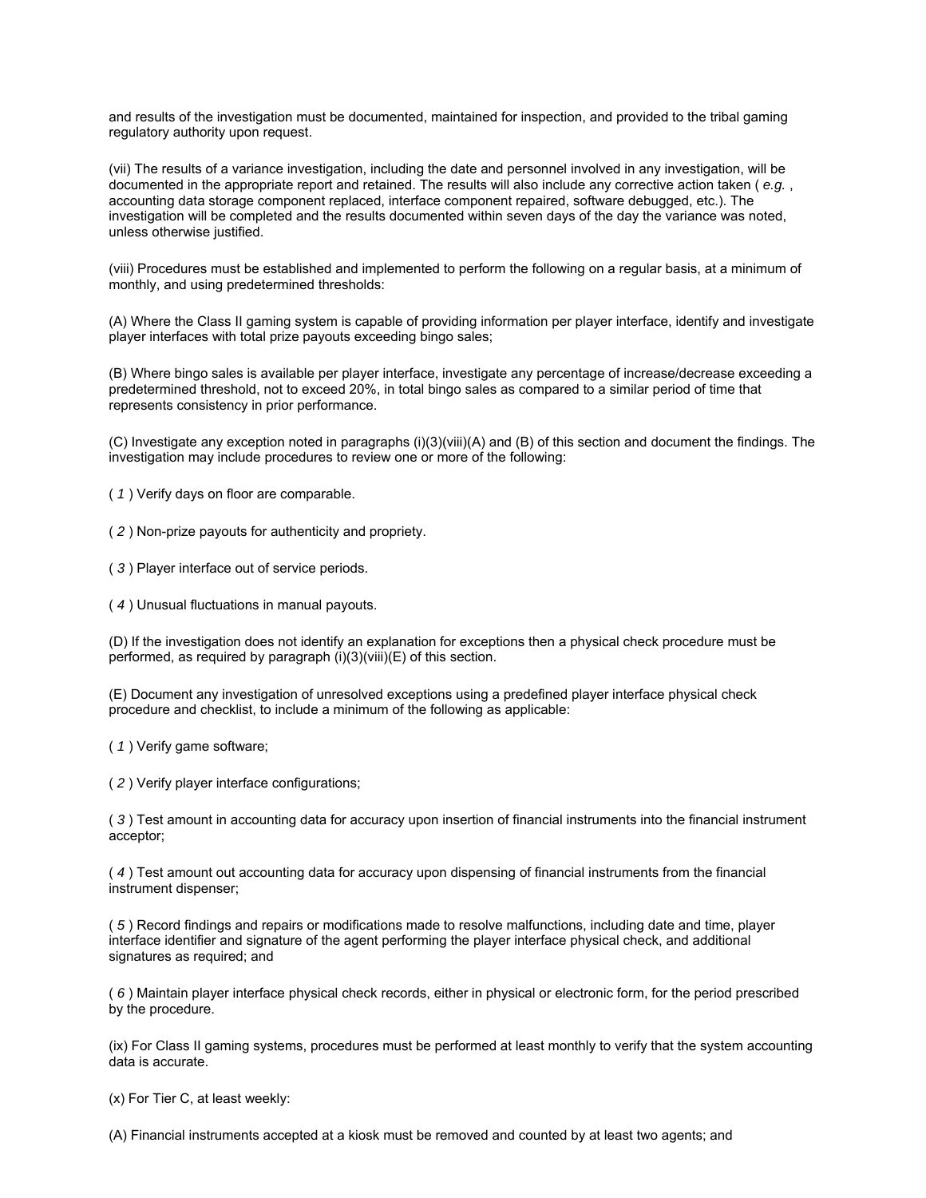and results of the investigation must be documented, maintained for inspection, and provided to the tribal gaming regulatory authority upon request.

(vii) The results of a variance investigation, including the date and personnel involved in any investigation, will be documented in the appropriate report and retained. The results will also include any corrective action taken ( *e.g.* , accounting data storage component replaced, interface component repaired, software debugged, etc.). The investigation will be completed and the results documented within seven days of the day the variance was noted, unless otherwise justified.

(viii) Procedures must be established and implemented to perform the following on a regular basis, at a minimum of monthly, and using predetermined thresholds:

(A) Where the Class II gaming system is capable of providing information per player interface, identify and investigate player interfaces with total prize payouts exceeding bingo sales;

(B) Where bingo sales is available per player interface, investigate any percentage of increase/decrease exceeding a predetermined threshold, not to exceed 20%, in total bingo sales as compared to a similar period of time that represents consistency in prior performance.

(C) Investigate any exception noted in paragraphs (i)(3)(viii)(A) and (B) of this section and document the findings. The investigation may include procedures to review one or more of the following:

( *1* ) Verify days on floor are comparable.

( *2* ) Non-prize payouts for authenticity and propriety.

( *3* ) Player interface out of service periods.

( *4* ) Unusual fluctuations in manual payouts.

(D) If the investigation does not identify an explanation for exceptions then a physical check procedure must be performed, as required by paragraph (i)(3)(viii)(E) of this section.

(E) Document any investigation of unresolved exceptions using a predefined player interface physical check procedure and checklist, to include a minimum of the following as applicable:

( *1* ) Verify game software;

( *2* ) Verify player interface configurations;

( *3* ) Test amount in accounting data for accuracy upon insertion of financial instruments into the financial instrument acceptor;

( *4* ) Test amount out accounting data for accuracy upon dispensing of financial instruments from the financial instrument dispenser;

( *5* ) Record findings and repairs or modifications made to resolve malfunctions, including date and time, player interface identifier and signature of the agent performing the player interface physical check, and additional signatures as required; and

( *6* ) Maintain player interface physical check records, either in physical or electronic form, for the period prescribed by the procedure.

(ix) For Class II gaming systems, procedures must be performed at least monthly to verify that the system accounting data is accurate.

(x) For Tier C, at least weekly:

(A) Financial instruments accepted at a kiosk must be removed and counted by at least two agents; and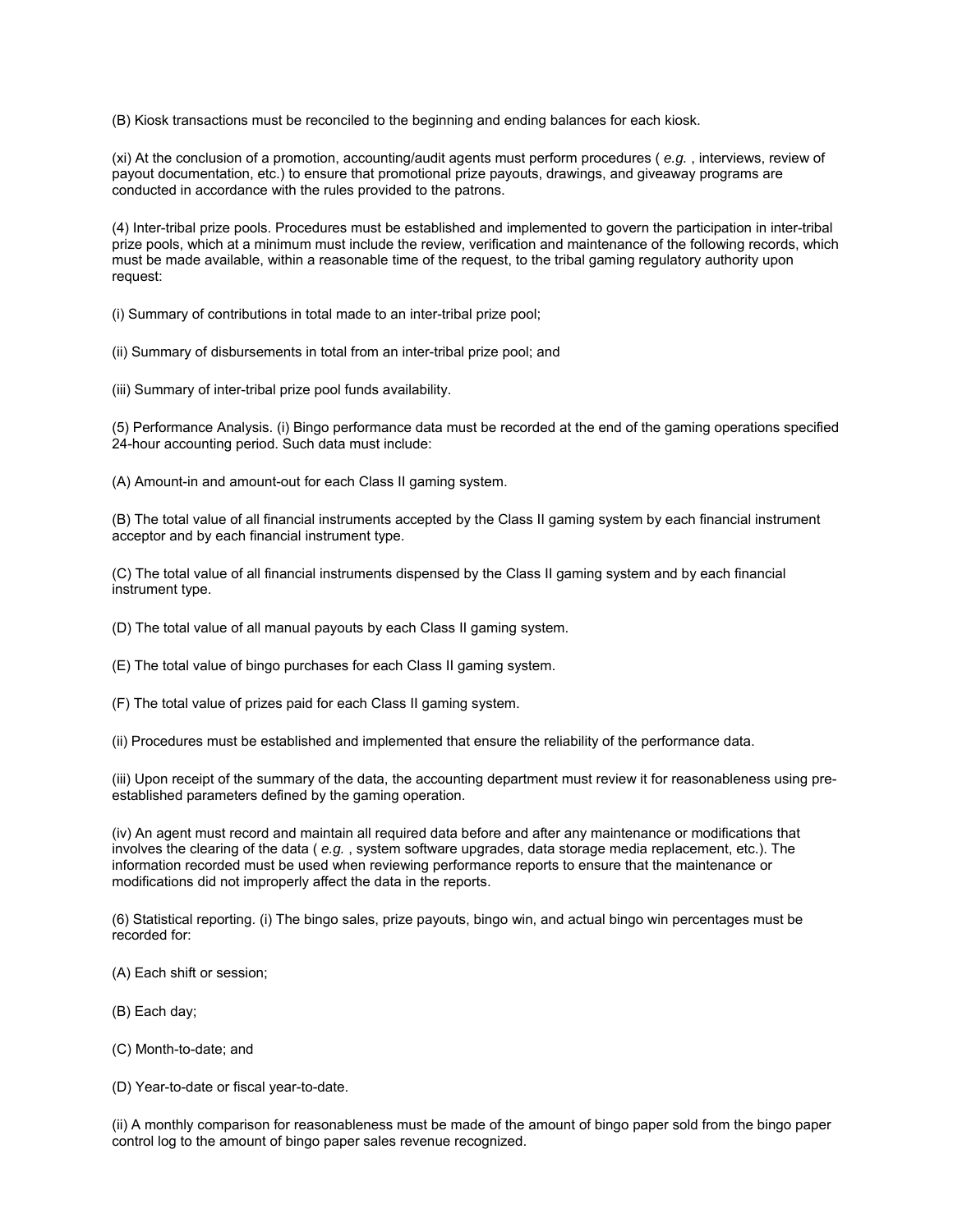(B) Kiosk transactions must be reconciled to the beginning and ending balances for each kiosk.

(xi) At the conclusion of a promotion, accounting/audit agents must perform procedures ( *e.g.* , interviews, review of payout documentation, etc.) to ensure that promotional prize payouts, drawings, and giveaway programs are conducted in accordance with the rules provided to the patrons.

(4) Inter-tribal prize pools. Procedures must be established and implemented to govern the participation in inter-tribal prize pools, which at a minimum must include the review, verification and maintenance of the following records, which must be made available, within a reasonable time of the request, to the tribal gaming regulatory authority upon request:

(i) Summary of contributions in total made to an inter-tribal prize pool;

(ii) Summary of disbursements in total from an inter-tribal prize pool; and

(iii) Summary of inter-tribal prize pool funds availability.

(5) Performance Analysis. (i) Bingo performance data must be recorded at the end of the gaming operations specified 24-hour accounting period. Such data must include:

(A) Amount-in and amount-out for each Class II gaming system.

(B) The total value of all financial instruments accepted by the Class II gaming system by each financial instrument acceptor and by each financial instrument type.

(C) The total value of all financial instruments dispensed by the Class II gaming system and by each financial instrument type.

(D) The total value of all manual payouts by each Class II gaming system.

(E) The total value of bingo purchases for each Class II gaming system.

(F) The total value of prizes paid for each Class II gaming system.

(ii) Procedures must be established and implemented that ensure the reliability of the performance data.

(iii) Upon receipt of the summary of the data, the accounting department must review it for reasonableness using pre-established parameters defined by the gaming operation.

(iv) An agent must record and maintain all required data before and after any maintenance or modifications that involves the clearing of the data ( *e.g.* , system software upgrades, data storage media replacement, etc.). The information recorded must be used when reviewing performance reports to ensure that the maintenance or modifications did not improperly affect the data in the reports.

(6) Statistical reporting. (i) The bingo sales, prize payouts, bingo win, and actual bingo win percentages must be recorded for:

(A) Each shift or session;

(B) Each day;

(C) Month-to-date; and

(D) Year-to-date or fiscal year-to-date.

(ii) A monthly comparison for reasonableness must be made of the amount of bingo paper sold from the bingo paper control log to the amount of bingo paper sales revenue recognized.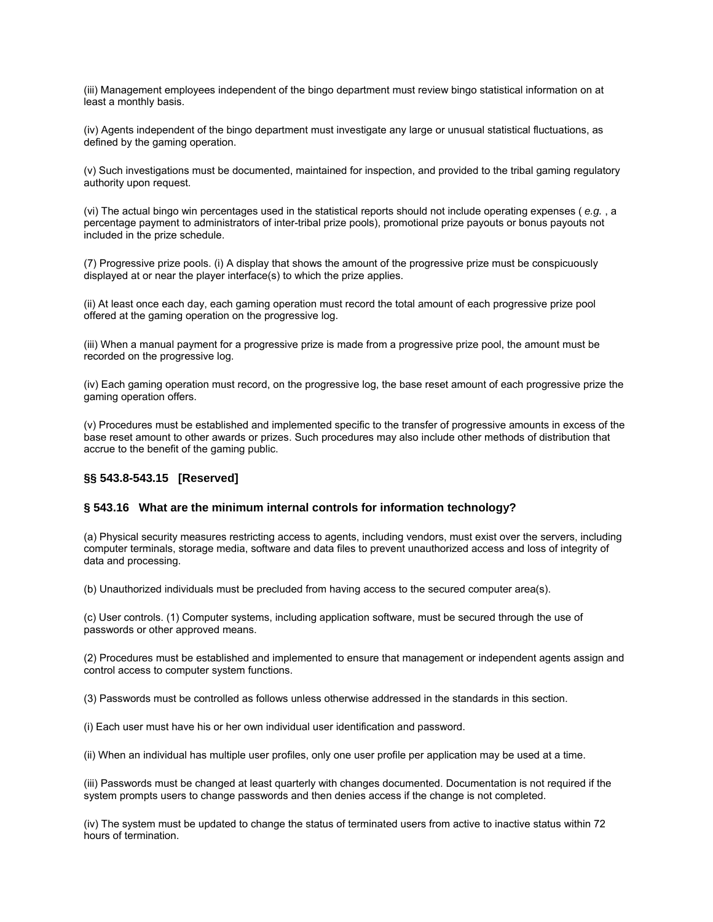(iii) Management employees independent of the bingo department must review bingo statistical information on at least a monthly basis.

(iv) Agents independent of the bingo department must investigate any large or unusual statistical fluctuations, as defined by the gaming operation.

(v) Such investigations must be documented, maintained for inspection, and provided to the tribal gaming regulatory authority upon request.

(vi) The actual bingo win percentages used in the statistical reports should not include operating expenses ( *e.g.* , a percentage payment to administrators of inter-tribal prize pools), promotional prize payouts or bonus payouts not included in the prize schedule.

(7) Progressive prize pools. (i) A display that shows the amount of the progressive prize must be conspicuously displayed at or near the player interface(s) to which the prize applies.

(ii) At least once each day, each gaming operation must record the total amount of each progressive prize pool offered at the gaming operation on the progressive log.

(iii) When a manual payment for a progressive prize is made from a progressive prize pool, the amount must be recorded on the progressive log.

(iv) Each gaming operation must record, on the progressive log, the base reset amount of each progressive prize the gaming operation offers.

(v) Procedures must be established and implemented specific to the transfer of progressive amounts in excess of the base reset amount to other awards or prizes. Such procedures may also include other methods of distribution that accrue to the benefit of the gaming public.

### §§ 543.8-543.15 [Reserved]

### § 543.16 What are the minimum internal controls for information technology?

(a) Physical security measures restricting access to agents, including vendors, must exist over the servers, including computer terminals, storage media, software and data files to prevent unauthorized access and loss of integrity of data and processing.

(b) Unauthorized individuals must be precluded from having access to the secured computer area(s).

(c) User controls. (1) Computer systems, including application software, must be secured through the use of passwords or other approved means.

(2) Procedures must be established and implemented to ensure that management or independent agents assign and control access to computer system functions.

(3) Passwords must be controlled as follows unless otherwise addressed in the standards in this section.

(i) Each user must have his or her own individual user identification and password.

(ii) When an individual has multiple user profiles, only one user profile per application may be used at a time.

(iii) Passwords must be changed at least quarterly with changes documented. Documentation is not required if the system prompts users to change passwords and then denies access if the change is not completed.

(iv) The system must be updated to change the status of terminated users from active to inactive status within 72 hours of termination.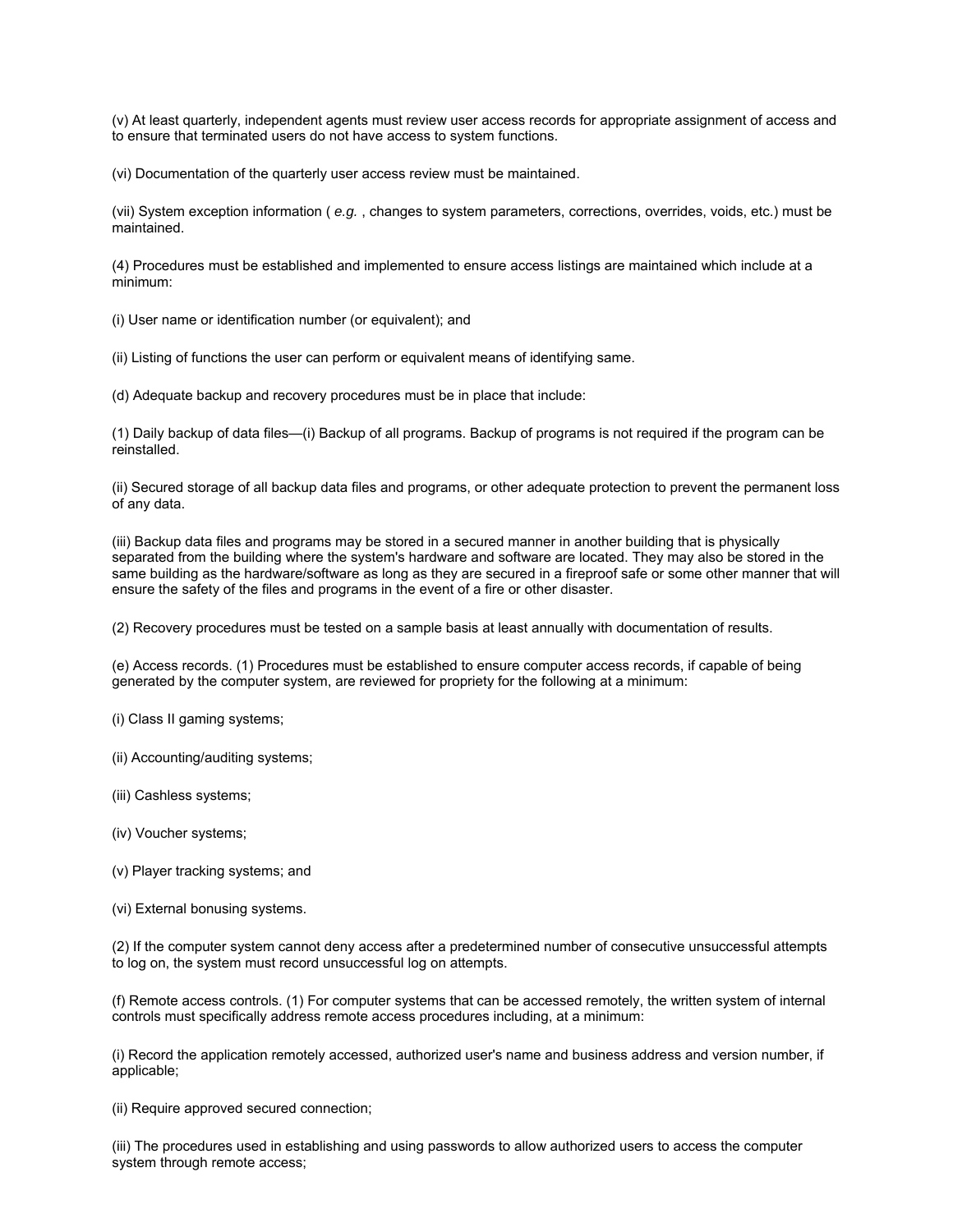(v) At least quarterly, independent agents must review user access records for appropriate assignment of access and to ensure that terminated users do not have access to system functions.

(vi) Documentation of the quarterly user access review must be maintained.

(vii) System exception information ( *e.g.* , changes to system parameters, corrections, overrides, voids, etc.) must be maintained.

(4) Procedures must be established and implemented to ensure access listings are maintained which include at a minimum:

(i) User name or identification number (or equivalent); and

(ii) Listing of functions the user can perform or equivalent means of identifying same.

(d) Adequate backup and recovery procedures must be in place that include:

(1) Daily backup of data files—(i) Backup of all programs. Backup of programs is not required if the program can be reinstalled.

(ii) Secured storage of all backup data files and programs, or other adequate protection to prevent the permanent loss of any data.

(iii) Backup data files and programs may be stored in a secured manner in another building that is physically separated from the building where the system's hardware and software are located. They may also be stored in the same building as the hardware/software as long as they are secured in a fireproof safe or some other manner that will ensure the safety of the files and programs in the event of a fire or other disaster.

(2) Recovery procedures must be tested on a sample basis at least annually with documentation of results.

(e) Access records. (1) Procedures must be established to ensure computer access records, if capable of being generated by the computer system, are reviewed for propriety for the following at a minimum:

(i) Class II gaming systems;

(ii) Accounting/auditing systems;

(iii) Cashless systems;

(iv) Voucher systems;

(v) Player tracking systems; and

(vi) External bonusing systems.

(2) If the computer system cannot deny access after a predetermined number of consecutive unsuccessful attempts to log on, the system must record unsuccessful log on attempts.

(f) Remote access controls. (1) For computer systems that can be accessed remotely, the written system of internal controls must specifically address remote access procedures including, at a minimum:

(i) Record the application remotely accessed, authorized user's name and business address and version number, if applicable;

(ii) Require approved secured connection;

(iii) The procedures used in establishing and using passwords to allow authorized users to access the computer system through remote access;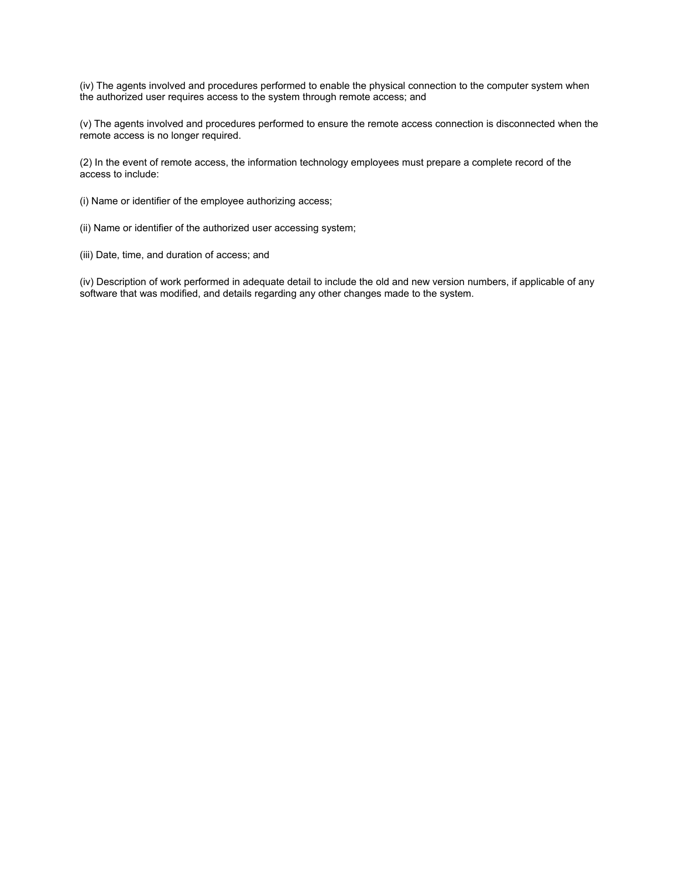(iv) The agents involved and procedures performed to enable the physical connection to the computer system when the authorized user requires access to the system through remote access; and

(v) The agents involved and procedures performed to ensure the remote access connection is disconnected when the remote access is no longer required.

(2) In the event of remote access, the information technology employees must prepare a complete record of the access to include:

(i) Name or identifier of the employee authorizing access;

(ii) Name or identifier of the authorized user accessing system;

(iii) Date, time, and duration of access; and

(iv) Description of work performed in adequate detail to include the old and new version numbers, if applicable of any software that was modified, and details regarding any other changes made to the system.